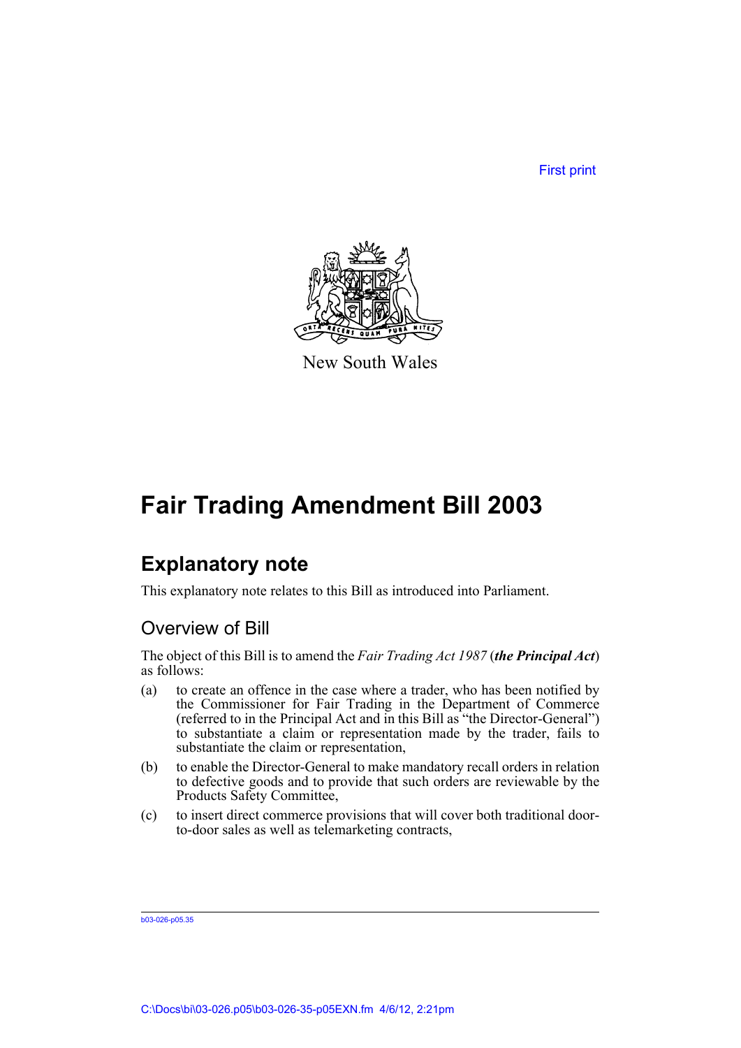First print

New South Wales

# Fair Trading Amendment Bill 2003

## Explanatory note

This explanatory note relates to this Bill as introduced into Parliament.

### Overview of Bill

The object of this Bill is to amend the *Fair Trading Act 1987* (***the Principal Act***) as follows:

(a) to create an offence in the case where a trader, who has been notified by the Commissioner for Fair Trading in the Department of Commerce (referred to in the Principal Act and in this Bill as "the Director-General") to substantiate a claim or representation made by the trader, fails to substantiate the claim or representation,

(b) to enable the Director-General to make mandatory recall orders in relation to defective goods and to provide that such orders are reviewable by the Products Safety Committee,

(c) to insert direct commerce provisions that will cover both traditional door-to-door sales as well as telemarketing contracts,

b03-026-p05.35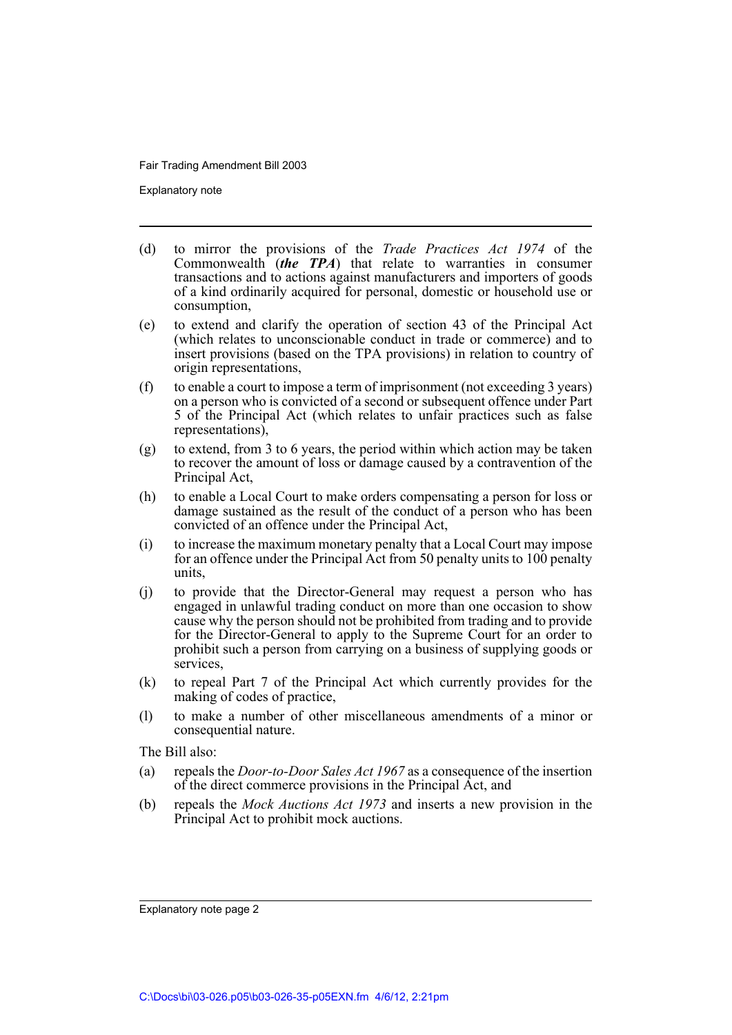(d) to mirror the provisions of the *Trade Practices Act 1974* of the Commonwealth (***the TPA***) that relate to warranties in consumer transactions and to actions against manufacturers and importers of goods of a kind ordinarily acquired for personal, domestic or household use or consumption,

(e) to extend and clarify the operation of section 43 of the Principal Act (which relates to unconscionable conduct in trade or commerce) and to insert provisions (based on the TPA provisions) in relation to country of origin representations,

(f) to enable a court to impose a term of imprisonment (not exceeding 3 years) on a person who is convicted of a second or subsequent offence under Part 5 of the Principal Act (which relates to unfair practices such as false representations),

(g) to extend, from 3 to 6 years, the period within which action may be taken to recover the amount of loss or damage caused by a contravention of the Principal Act,

(h) to enable a Local Court to make orders compensating a person for loss or damage sustained as the result of the conduct of a person who has been convicted of an offence under the Principal Act,

(i) to increase the maximum monetary penalty that a Local Court may impose for an offence under the Principal Act from 50 penalty units to 100 penalty units,

(j) to provide that the Director-General may request a person who has engaged in unlawful trading conduct on more than one occasion to show cause why the person should not be prohibited from trading and to provide for the Director-General to apply to the Supreme Court for an order to prohibit such a person from carrying on a business of supplying goods or services,

(k) to repeal Part 7 of the Principal Act which currently provides for the making of codes of practice,

(l) to make a number of other miscellaneous amendments of a minor or consequential nature.

The Bill also:

(a) repeals the *Door-to-Door Sales Act 1967* as a consequence of the insertion of the direct commerce provisions in the Principal Act, and

(b) repeals the *Mock Auctions Act 1973* and inserts a new provision in the Principal Act to prohibit mock auctions.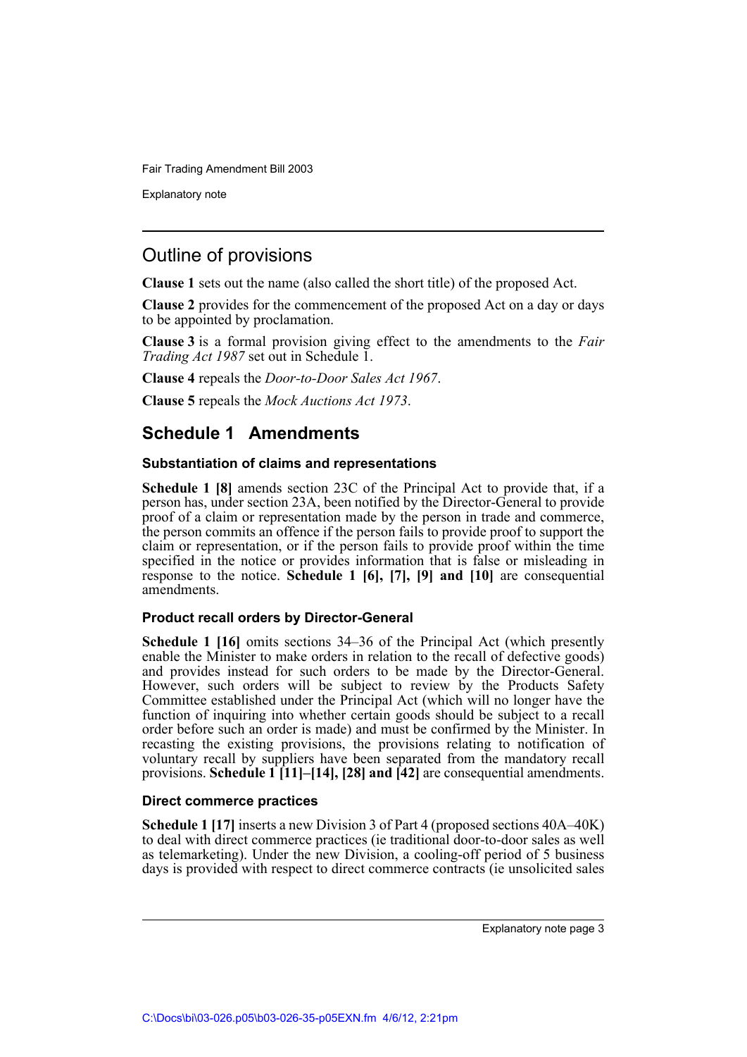## Outline of provisions

**Clause 1** sets out the name (also called the short title) of the proposed Act.

**Clause 2** provides for the commencement of the proposed Act on a day or days to be appointed by proclamation.

**Clause 3** is a formal provision giving effect to the amendments to the *Fair Trading Act 1987* set out in Schedule 1.

**Clause 4** repeals the *Door-to-Door Sales Act 1967*.

**Clause 5** repeals the *Mock Auctions Act 1973*.

## Schedule 1 Amendments

### Substantiation of claims and representations

**Schedule 1 [8]** amends section 23C of the Principal Act to provide that, if a person has, under section 23A, been notified by the Director-General to provide proof of a claim or representation made by the person in trade and commerce, the person commits an offence if the person fails to provide proof to support the claim or representation, or if the person fails to provide proof within the time specified in the notice or provides information that is false or misleading in response to the notice. **Schedule 1 [6], [7], [9] and [10]** are consequential amendments.

### Product recall orders by Director-General

**Schedule 1 [16]** omits sections 34–36 of the Principal Act (which presently enable the Minister to make orders in relation to the recall of defective goods) and provides instead for such orders to be made by the Director-General. However, such orders will be subject to review by the Products Safety Committee established under the Principal Act (which will no longer have the function of inquiring into whether certain goods should be subject to a recall order before such an order is made) and must be confirmed by the Minister. In recasting the existing provisions, the provisions relating to notification of voluntary recall by suppliers have been separated from the mandatory recall provisions. **Schedule 1 [11]–[14], [28] and [42]** are consequential amendments.

### Direct commerce practices

**Schedule 1 [17]** inserts a new Division 3 of Part 4 (proposed sections 40A–40K) to deal with direct commerce practices (ie traditional door-to-door sales as well as telemarketing). Under the new Division, a cooling-off period of 5 business days is provided with respect to direct commerce contracts (ie unsolicited sales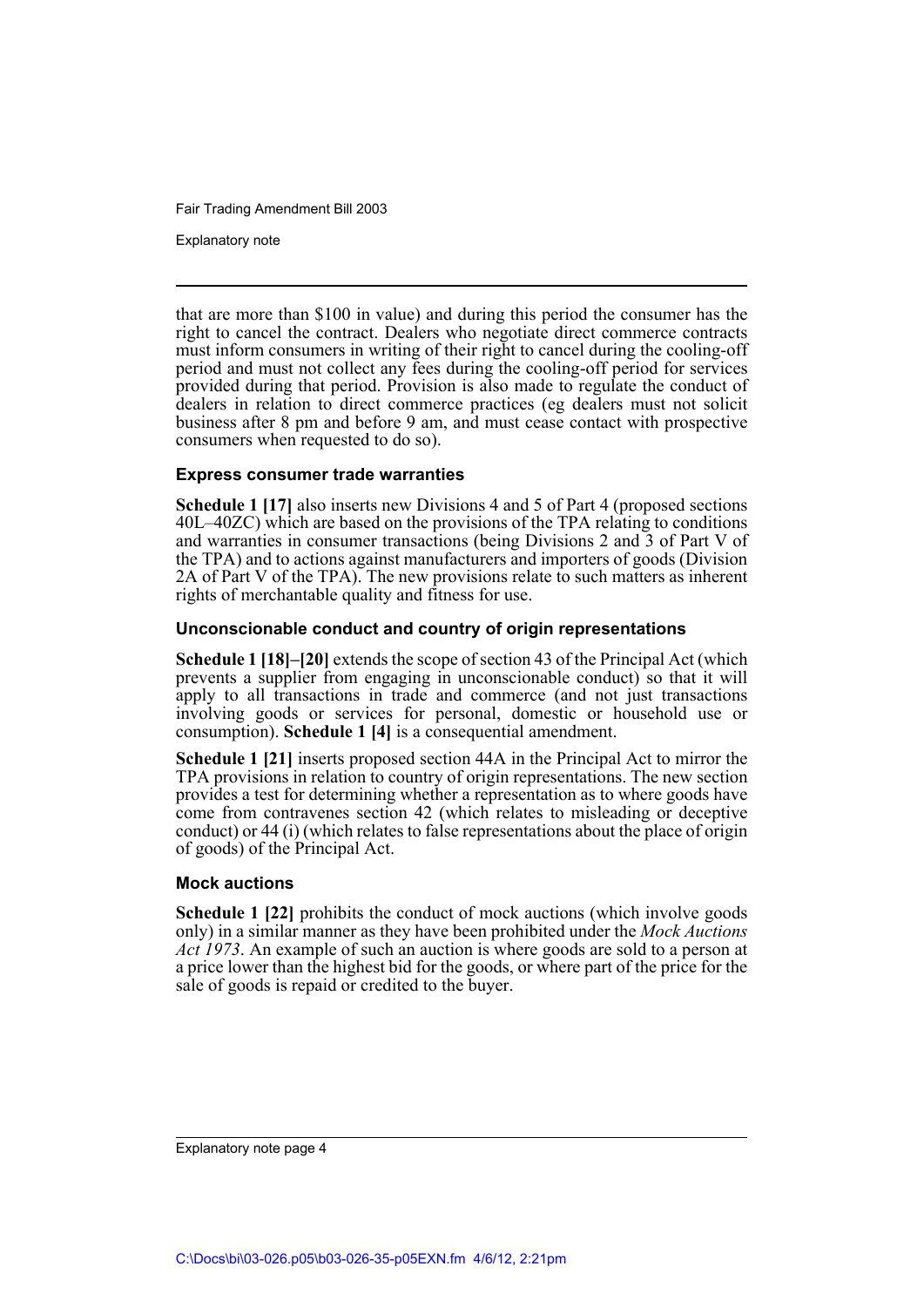that are more than $100 in value) and during this period the consumer has the right to cancel the contract. Dealers who negotiate direct commerce contracts must inform consumers in writing of their right to cancel during the cooling-off period and must not collect any fees during the cooling-off period for services provided during that period. Provision is also made to regulate the conduct of dealers in relation to direct commerce practices (eg dealers must not solicit business after 8 pm and before 9 am, and must cease contact with prospective consumers when requested to do so).

### Express consumer trade warranties

**Schedule 1 [17]** also inserts new Divisions 4 and 5 of Part 4 (proposed sections 40L–40ZC) which are based on the provisions of the TPA relating to conditions and warranties in consumer transactions (being Divisions 2 and 3 of Part V of the TPA) and to actions against manufacturers and importers of goods (Division 2A of Part V of the TPA). The new provisions relate to such matters as inherent rights of merchantable quality and fitness for use.

### Unconscionable conduct and country of origin representations

**Schedule 1 [18]–[20]** extends the scope of section 43 of the Principal Act (which prevents a supplier from engaging in unconscionable conduct) so that it will apply to all transactions in trade and commerce (and not just transactions involving goods or services for personal, domestic or household use or consumption). **Schedule 1 [4]** is a consequential amendment.

**Schedule 1 [21]** inserts proposed section 44A in the Principal Act to mirror the TPA provisions in relation to country of origin representations. The new section provides a test for determining whether a representation as to where goods have come from contravenes section 42 (which relates to misleading or deceptive conduct) or 44 (i) (which relates to false representations about the place of origin of goods) of the Principal Act.

### Mock auctions

**Schedule 1 [22]** prohibits the conduct of mock auctions (which involve goods only) in a similar manner as they have been prohibited under the *Mock Auctions Act 1973*. An example of such an auction is where goods are sold to a person at a price lower than the highest bid for the goods, or where part of the price for the sale of goods is repaid or credited to the buyer.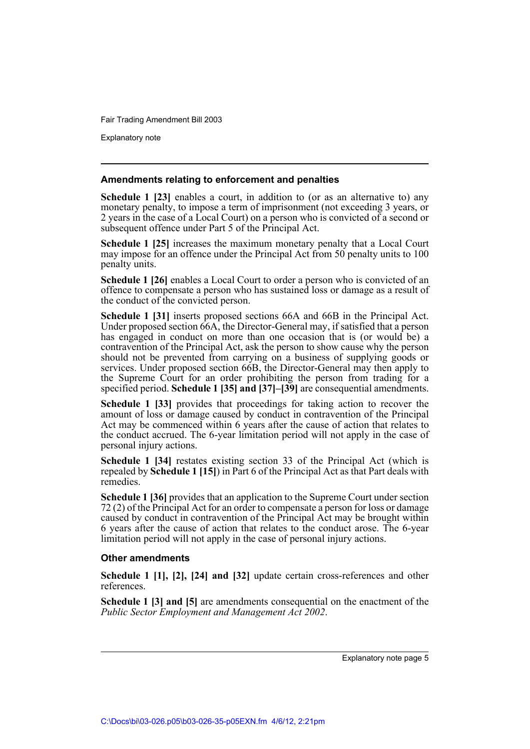### Amendments relating to enforcement and penalties

**Schedule 1 [23]** enables a court, in addition to (or as an alternative to) any monetary penalty, to impose a term of imprisonment (not exceeding 3 years, or 2 years in the case of a Local Court) on a person who is convicted of a second or subsequent offence under Part 5 of the Principal Act.

**Schedule 1 [25]** increases the maximum monetary penalty that a Local Court may impose for an offence under the Principal Act from 50 penalty units to 100 penalty units.

**Schedule 1 [26]** enables a Local Court to order a person who is convicted of an offence to compensate a person who has sustained loss or damage as a result of the conduct of the convicted person.

**Schedule 1 [31]** inserts proposed sections 66A and 66B in the Principal Act. Under proposed section 66A, the Director-General may, if satisfied that a person has engaged in conduct on more than one occasion that is (or would be) a contravention of the Principal Act, ask the person to show cause why the person should not be prevented from carrying on a business of supplying goods or services. Under proposed section 66B, the Director-General may then apply to the Supreme Court for an order prohibiting the person from trading for a specified period. **Schedule 1 [35] and [37]–[39]** are consequential amendments.

**Schedule 1 [33]** provides that proceedings for taking action to recover the amount of loss or damage caused by conduct in contravention of the Principal Act may be commenced within 6 years after the cause of action that relates to the conduct accrued. The 6-year limitation period will not apply in the case of personal injury actions.

**Schedule 1 [34]** restates existing section 33 of the Principal Act (which is repealed by **Schedule 1 [15]**) in Part 6 of the Principal Act as that Part deals with remedies.

**Schedule 1 [36]** provides that an application to the Supreme Court under section 72 (2) of the Principal Act for an order to compensate a person for loss or damage caused by conduct in contravention of the Principal Act may be brought within 6 years after the cause of action that relates to the conduct arose. The 6-year limitation period will not apply in the case of personal injury actions.

### Other amendments

**Schedule 1 [1], [2], [24] and [32]** update certain cross-references and other references.

**Schedule 1 [3] and [5]** are amendments consequential on the enactment of the *Public Sector Employment and Management Act 2002*.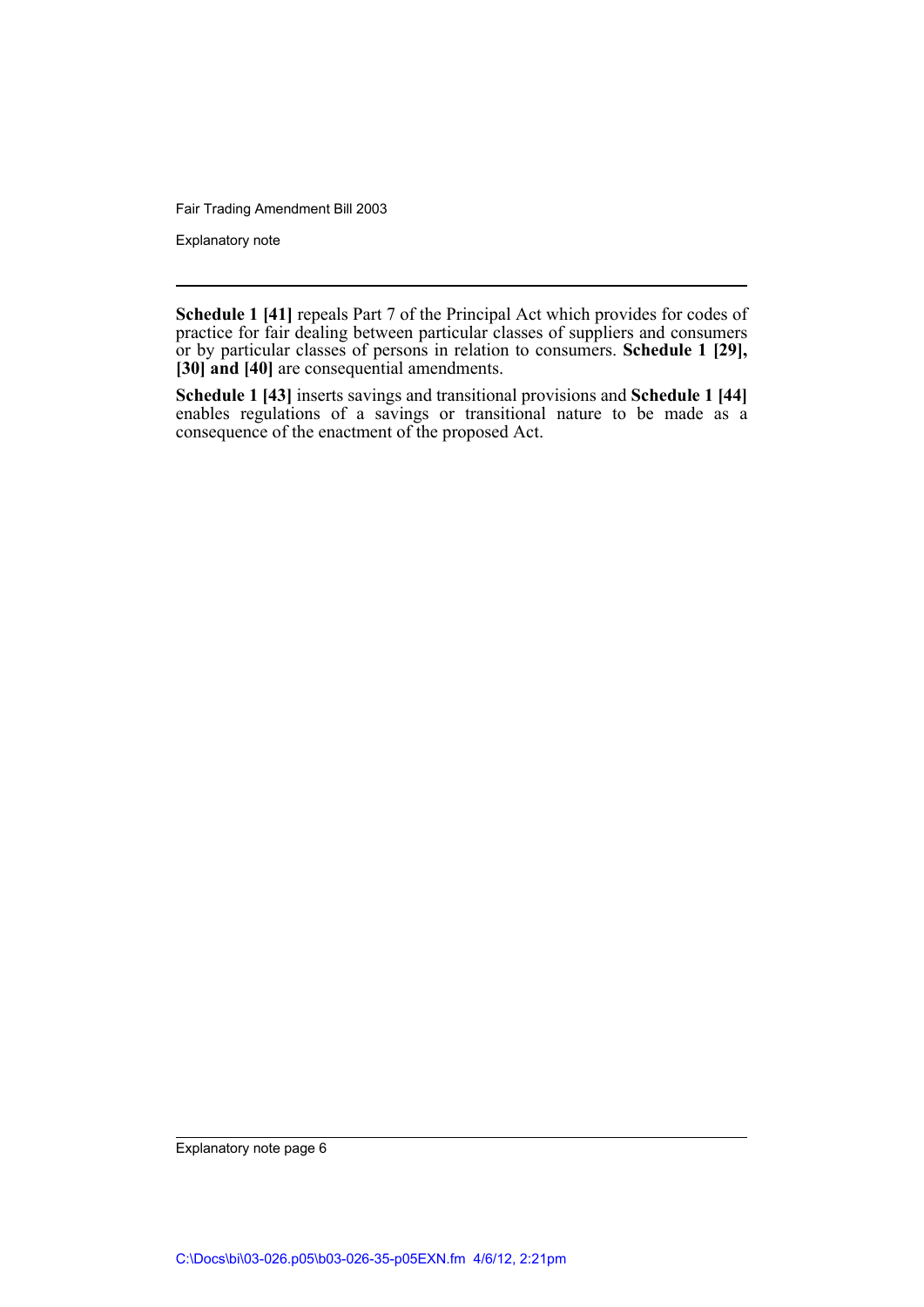**Schedule 1 [41]** repeals Part 7 of the Principal Act which provides for codes of practice for fair dealing between particular classes of suppliers and consumers or by particular classes of persons in relation to consumers. **Schedule 1 [29], [30] and [40]** are consequential amendments.

**Schedule 1 [43]** inserts savings and transitional provisions and **Schedule 1 [44]** enables regulations of a savings or transitional nature to be made as a consequence of the enactment of the proposed Act.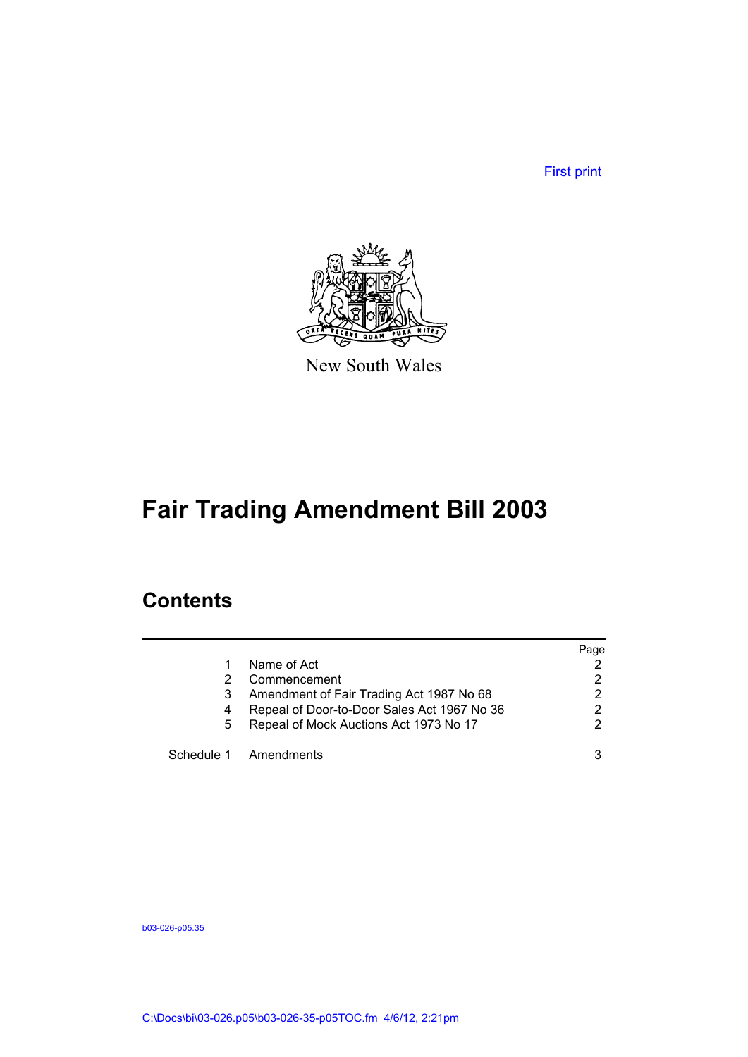First print

New South Wales

# Fair Trading Amendment Bill 2003

## Contents

| | | Page |
|---|---|---|
| 1 | Name of Act | 2 |
| 2 | Commencement | 2 |
| 3 | Amendment of Fair Trading Act 1987 No 68 | 2 |
| 4 | Repeal of Door-to-Door Sales Act 1967 No 36 | 2 |
| 5 | Repeal of Mock Auctions Act 1973 No 17 | 2 |
| Schedule 1 | Amendments | 3 |

b03-026-p05.35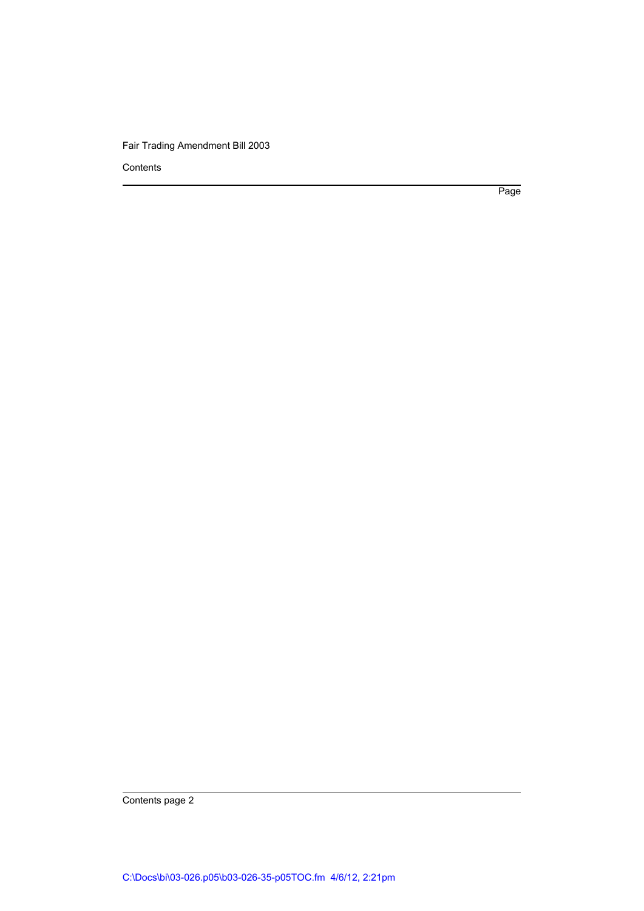Page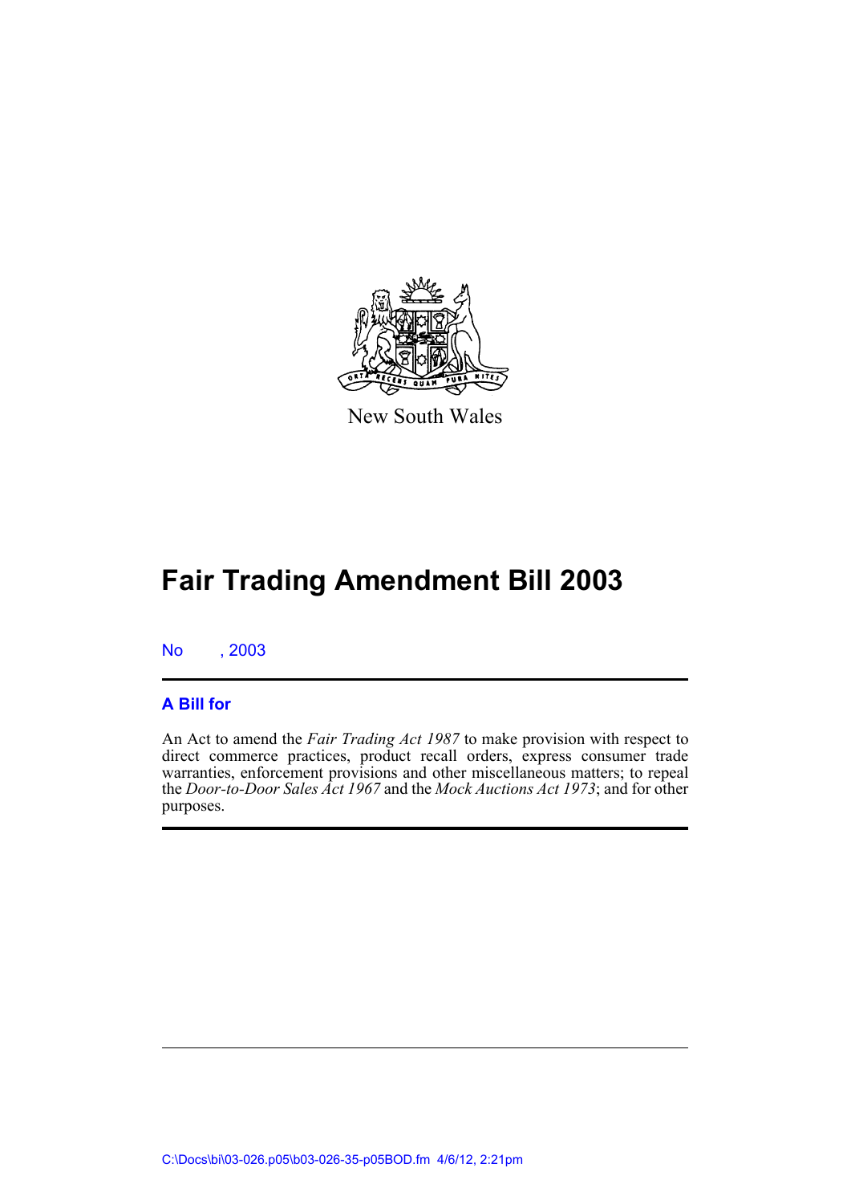New South Wales

# Fair Trading Amendment Bill 2003

No , 2003

## A Bill for

An Act to amend the *Fair Trading Act 1987* to make provision with respect to direct commerce practices, product recall orders, express consumer trade warranties, enforcement provisions and other miscellaneous matters; to repeal the *Door-to-Door Sales Act 1967* and the *Mock Auctions Act 1973*; and for other purposes.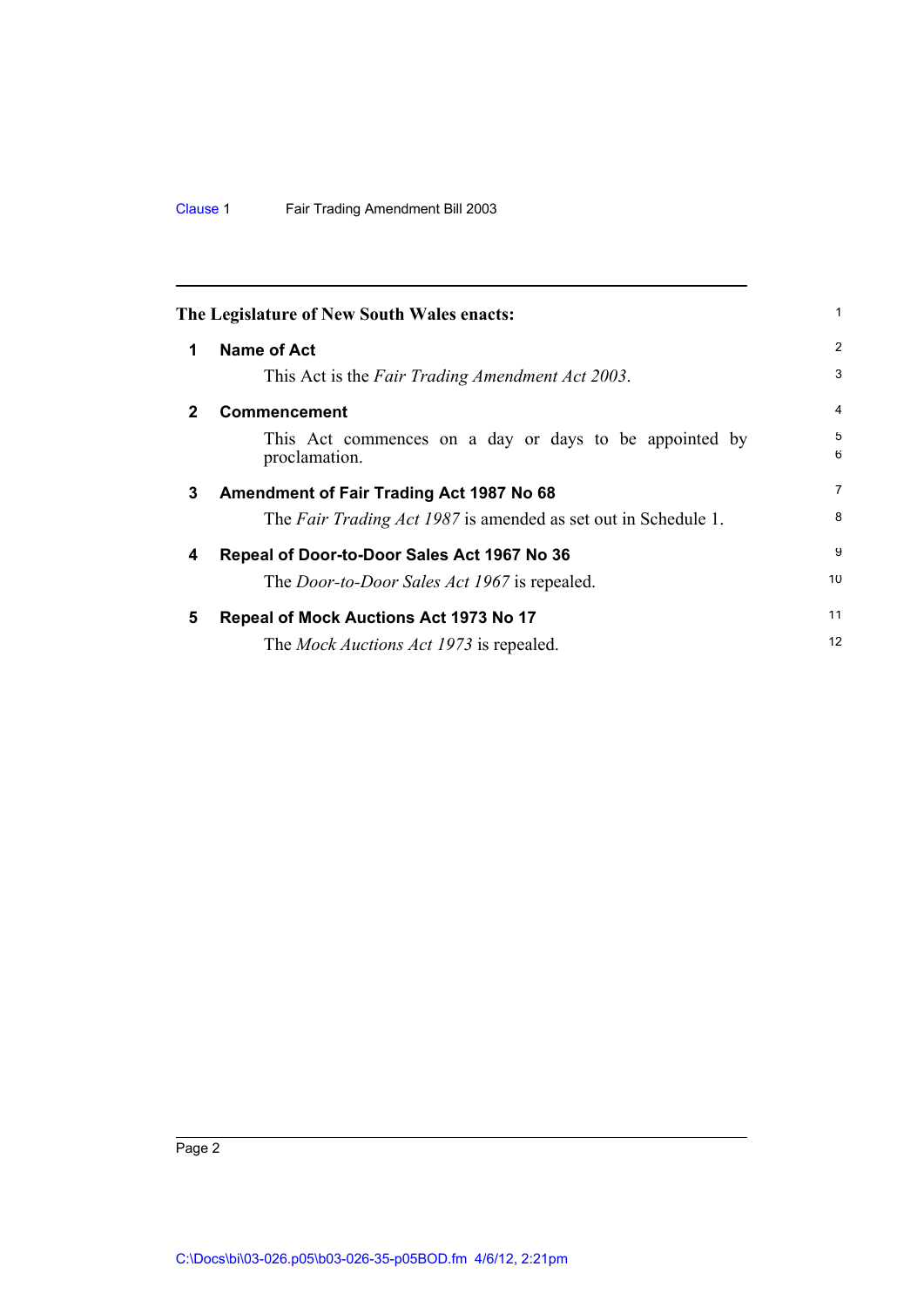**The Legislature of New South Wales enacts:**

## 1 Name of Act

This Act is the *Fair Trading Amendment Act 2003*.

## 2 Commencement

This Act commences on a day or days to be appointed by proclamation.

## 3 Amendment of Fair Trading Act 1987 No 68

The *Fair Trading Act 1987* is amended as set out in Schedule 1.

## 4 Repeal of Door-to-Door Sales Act 1967 No 36

The *Door-to-Door Sales Act 1967* is repealed.

## 5 Repeal of Mock Auctions Act 1973 No 17

The *Mock Auctions Act 1973* is repealed.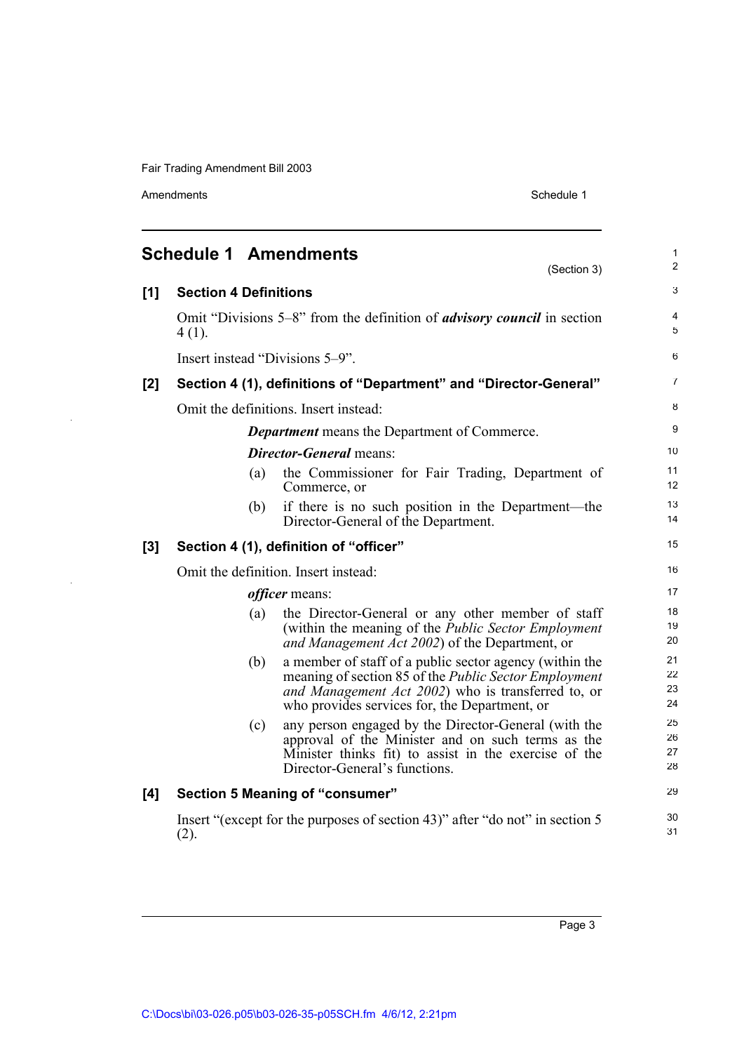## Schedule 1 Amendments

(Section 3)

### [1] Section 4 Definitions

Omit "Divisions 5–8" from the definition of ***advisory council*** in section 4 (1).

Insert instead "Divisions 5–9".

### [2] Section 4 (1), definitions of "Department" and "Director-General"

Omit the definitions. Insert instead:

***Department*** means the Department of Commerce.

***Director-General*** means:

(a) the Commissioner for Fair Trading, Department of Commerce, or

(b) if there is no such position in the Department—the Director-General of the Department.

### [3] Section 4 (1), definition of "officer"

Omit the definition. Insert instead:

***officer*** means:

(a) the Director-General or any other member of staff (within the meaning of the *Public Sector Employment and Management Act 2002*) of the Department, or

(b) a member of staff of a public sector agency (within the meaning of section 85 of the *Public Sector Employment and Management Act 2002*) who is transferred to, or who provides services for, the Department, or

(c) any person engaged by the Director-General (with the approval of the Minister and on such terms as the Minister thinks fit) to assist in the exercise of the Director-General's functions.

### [4] Section 5 Meaning of "consumer"

Insert "(except for the purposes of section 43)" after "do not" in section 5 (2).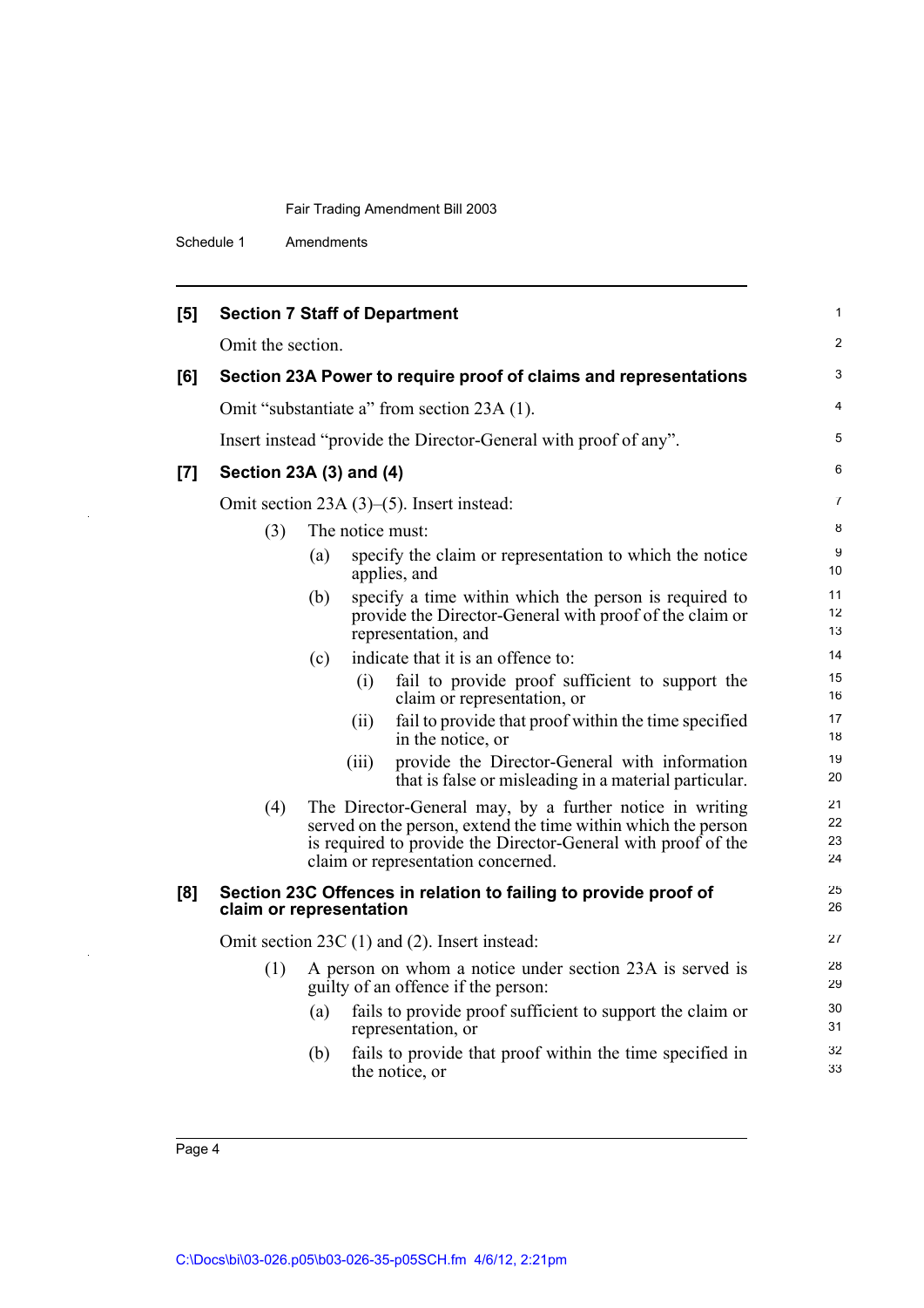**[5] Section 7 Staff of Department**

Omit the section.

**[6] Section 23A Power to require proof of claims and representations**

Omit "substantiate a" from section 23A (1).

Insert instead "provide the Director-General with proof of any".

**[7] Section 23A (3) and (4)**

Omit section 23A (3)–(5). Insert instead:

(3) The notice must:

(a) specify the claim or representation to which the notice applies, and

(b) specify a time within which the person is required to provide the Director-General with proof of the claim or representation, and

(c) indicate that it is an offence to:

(i) fail to provide proof sufficient to support the claim or representation, or

(ii) fail to provide that proof within the time specified in the notice, or

(iii) provide the Director-General with information that is false or misleading in a material particular.

(4) The Director-General may, by a further notice in writing served on the person, extend the time within which the person is required to provide the Director-General with proof of the claim or representation concerned.

**[8] Section 23C Offences in relation to failing to provide proof of claim or representation**

Omit section 23C (1) and (2). Insert instead:

(1) A person on whom a notice under section 23A is served is guilty of an offence if the person:

(a) fails to provide proof sufficient to support the claim or representation, or

(b) fails to provide that proof within the time specified in the notice, or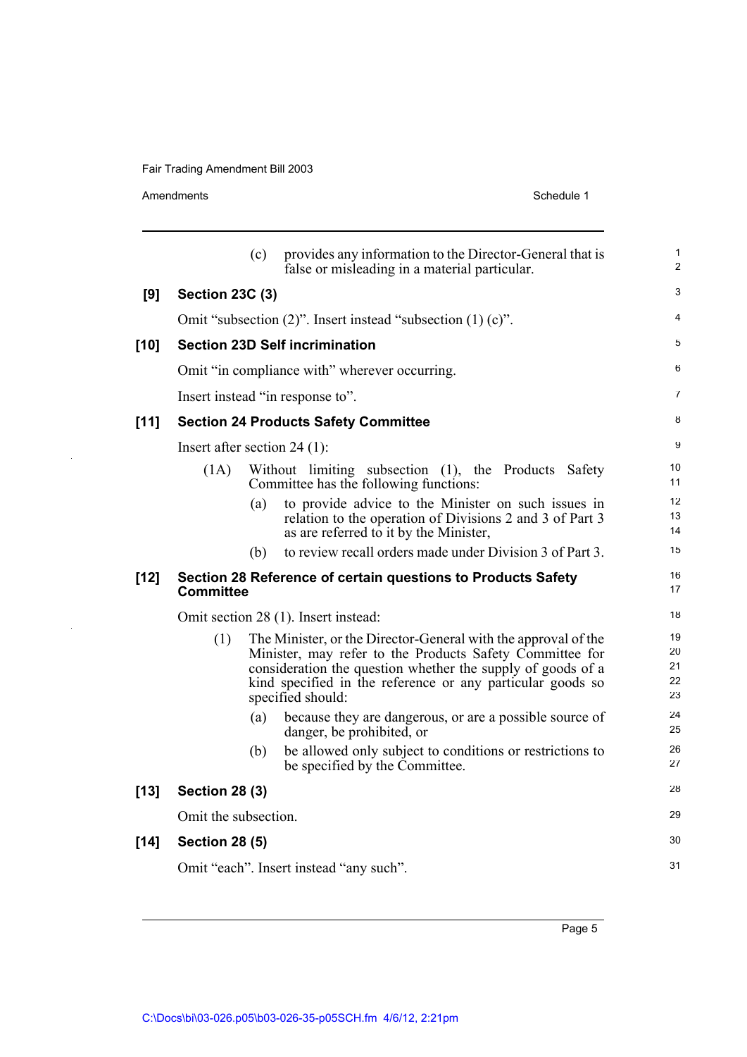(c) provides any information to the Director-General that is false or misleading in a material particular.

**[9] Section 23C (3)**

Omit "subsection (2)". Insert instead "subsection (1) (c)".

**[10] Section 23D Self incrimination**

Omit "in compliance with" wherever occurring.

Insert instead "in response to".

**[11] Section 24 Products Safety Committee**

Insert after section 24 (1):

(1A) Without limiting subsection (1), the Products Safety Committee has the following functions:

(a) to provide advice to the Minister on such issues in relation to the operation of Divisions 2 and 3 of Part 3 as are referred to it by the Minister,

(b) to review recall orders made under Division 3 of Part 3.

**[12] Section 28 Reference of certain questions to Products Safety Committee**

Omit section 28 (1). Insert instead:

(1) The Minister, or the Director-General with the approval of the Minister, may refer to the Products Safety Committee for consideration the question whether the supply of goods of a kind specified in the reference or any particular goods so specified should:

(a) because they are dangerous, or are a possible source of danger, be prohibited, or

(b) be allowed only subject to conditions or restrictions to be specified by the Committee.

**[13] Section 28 (3)**

Omit the subsection.

**[14] Section 28 (5)**

Omit "each". Insert instead "any such".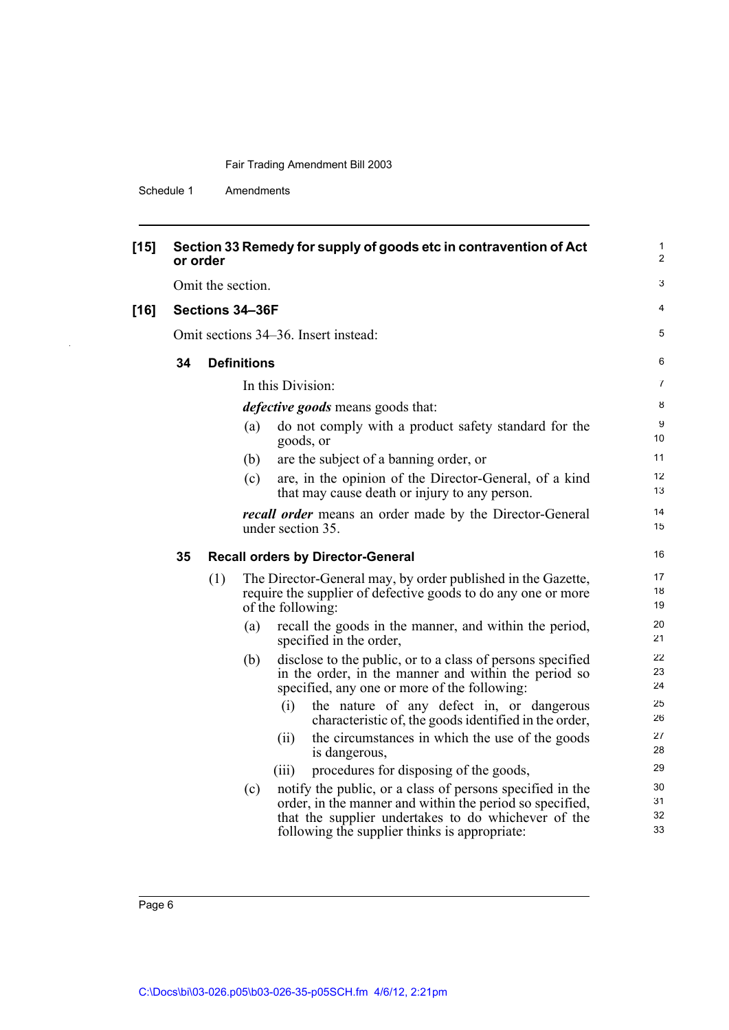**[15] Section 33 Remedy for supply of goods etc in contravention of Act or order**

Omit the section.

**[16] Sections 34–36F**

Omit sections 34–36. Insert instead:

**34 Definitions**

In this Division:

***defective goods*** means goods that:

- (a) do not comply with a product safety standard for the goods, or
- (b) are the subject of a banning order, or
- (c) are, in the opinion of the Director-General, of a kind that may cause death or injury to any person.

***recall order*** means an order made by the Director-General under section 35.

**35 Recall orders by Director-General**

(1) The Director-General may, by order published in the Gazette, require the supplier of defective goods to do any one or more of the following:

- (a) recall the goods in the manner, and within the period, specified in the order,
- (b) disclose to the public, or to a class of persons specified in the order, in the manner and within the period so specified, any one or more of the following:
  - (i) the nature of any defect in, or dangerous characteristic of, the goods identified in the order,
  - (ii) the circumstances in which the use of the goods is dangerous,
  - (iii) procedures for disposing of the goods,
- (c) notify the public, or a class of persons specified in the order, in the manner and within the period so specified, that the supplier undertakes to do whichever of the following the supplier thinks is appropriate: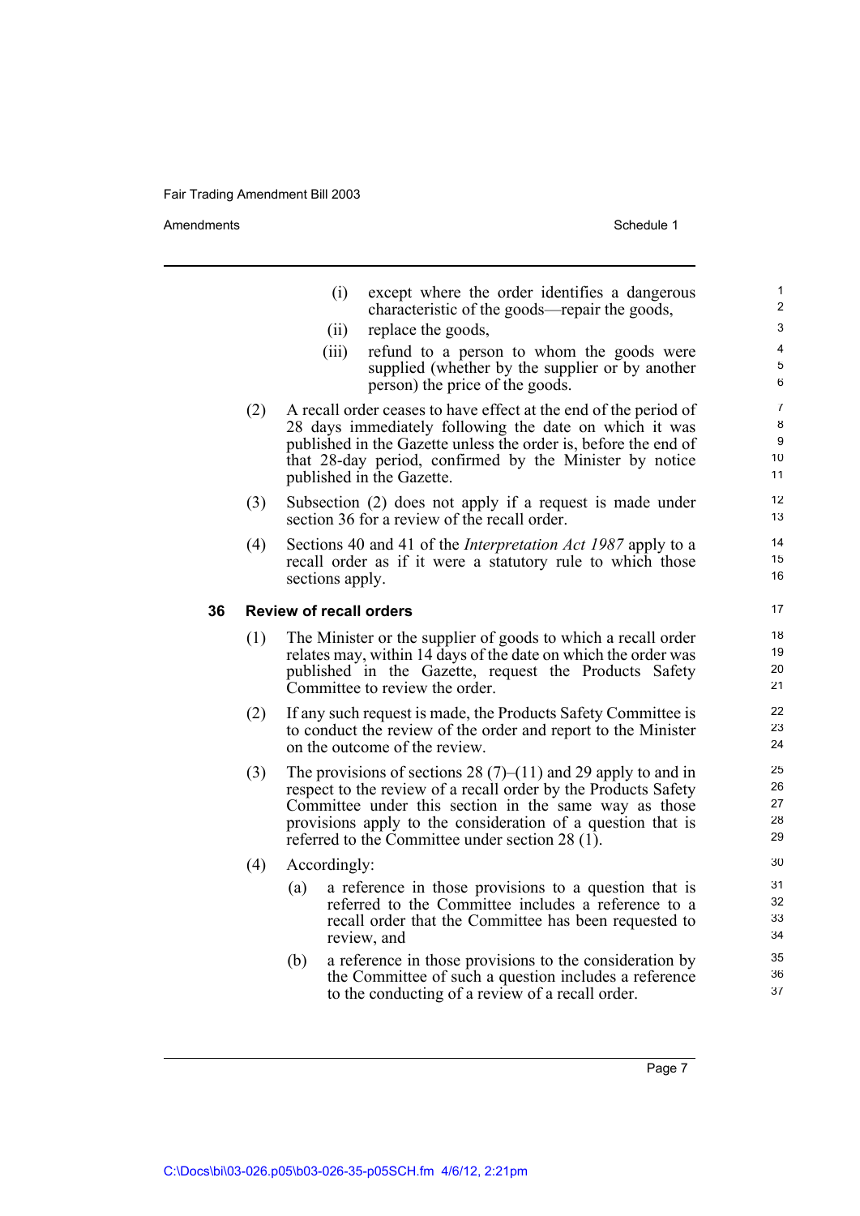(i) except where the order identifies a dangerous characteristic of the goods—repair the goods,

(ii) replace the goods,

(iii) refund to a person to whom the goods were supplied (whether by the supplier or by another person) the price of the goods.

(2) A recall order ceases to have effect at the end of the period of 28 days immediately following the date on which it was published in the Gazette unless the order is, before the end of that 28-day period, confirmed by the Minister by notice published in the Gazette.

(3) Subsection (2) does not apply if a request is made under section 36 for a review of the recall order.

(4) Sections 40 and 41 of the *Interpretation Act 1987* apply to a recall order as if it were a statutory rule to which those sections apply.

### 36 Review of recall orders

(1) The Minister or the supplier of goods to which a recall order relates may, within 14 days of the date on which the order was published in the Gazette, request the Products Safety Committee to review the order.

(2) If any such request is made, the Products Safety Committee is to conduct the review of the order and report to the Minister on the outcome of the review.

(3) The provisions of sections 28 (7)–(11) and 29 apply to and in respect to the review of a recall order by the Products Safety Committee under this section in the same way as those provisions apply to the consideration of a question that is referred to the Committee under section 28 (1).

(4) Accordingly:

(a) a reference in those provisions to a question that is referred to the Committee includes a reference to a recall order that the Committee has been requested to review, and

(b) a reference in those provisions to the consideration by the Committee of such a question includes a reference to the conducting of a review of a recall order.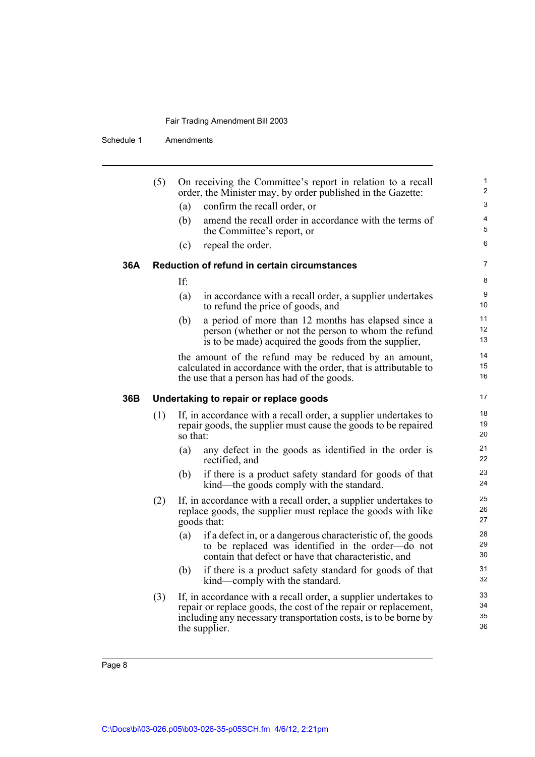(5) On receiving the Committee's report in relation to a recall order, the Minister may, by order published in the Gazette:

(a) confirm the recall order, or

(b) amend the recall order in accordance with the terms of the Committee's report, or

(c) repeal the order.

### 36A Reduction of refund in certain circumstances

If:

(a) in accordance with a recall order, a supplier undertakes to refund the price of goods, and

(b) a period of more than 12 months has elapsed since a person (whether or not the person to whom the refund is to be made) acquired the goods from the supplier,

the amount of the refund may be reduced by an amount, calculated in accordance with the order, that is attributable to the use that a person has had of the goods.

### 36B Undertaking to repair or replace goods

(1) If, in accordance with a recall order, a supplier undertakes to repair goods, the supplier must cause the goods to be repaired so that:

(a) any defect in the goods as identified in the order is rectified, and

(b) if there is a product safety standard for goods of that kind—the goods comply with the standard.

(2) If, in accordance with a recall order, a supplier undertakes to replace goods, the supplier must replace the goods with like goods that:

(a) if a defect in, or a dangerous characteristic of, the goods to be replaced was identified in the order—do not contain that defect or have that characteristic, and

(b) if there is a product safety standard for goods of that kind—comply with the standard.

(3) If, in accordance with a recall order, a supplier undertakes to repair or replace goods, the cost of the repair or replacement, including any necessary transportation costs, is to be borne by the supplier.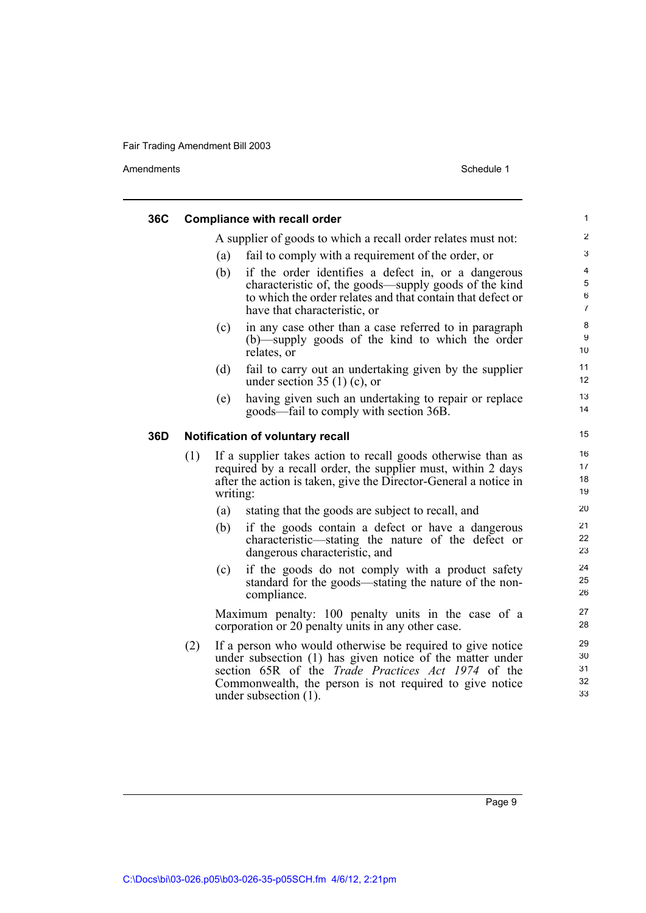### 36C Compliance with recall order

A supplier of goods to which a recall order relates must not:

(a) fail to comply with a requirement of the order, or

(b) if the order identifies a defect in, or a dangerous characteristic of, the goods—supply goods of the kind to which the order relates and that contain that defect or have that characteristic, or

(c) in any case other than a case referred to in paragraph (b)—supply goods of the kind to which the order relates, or

(d) fail to carry out an undertaking given by the supplier under section 35 (1) (c), or

(e) having given such an undertaking to repair or replace goods—fail to comply with section 36B.

### 36D Notification of voluntary recall

(1) If a supplier takes action to recall goods otherwise than as required by a recall order, the supplier must, within 2 days after the action is taken, give the Director-General a notice in writing:

(a) stating that the goods are subject to recall, and

(b) if the goods contain a defect or have a dangerous characteristic—stating the nature of the defect or dangerous characteristic, and

(c) if the goods do not comply with a product safety standard for the goods—stating the nature of the non-compliance.

Maximum penalty: 100 penalty units in the case of a corporation or 20 penalty units in any other case.

(2) If a person who would otherwise be required to give notice under subsection (1) has given notice of the matter under section 65R of the *Trade Practices Act 1974* of the Commonwealth, the person is not required to give notice under subsection (1).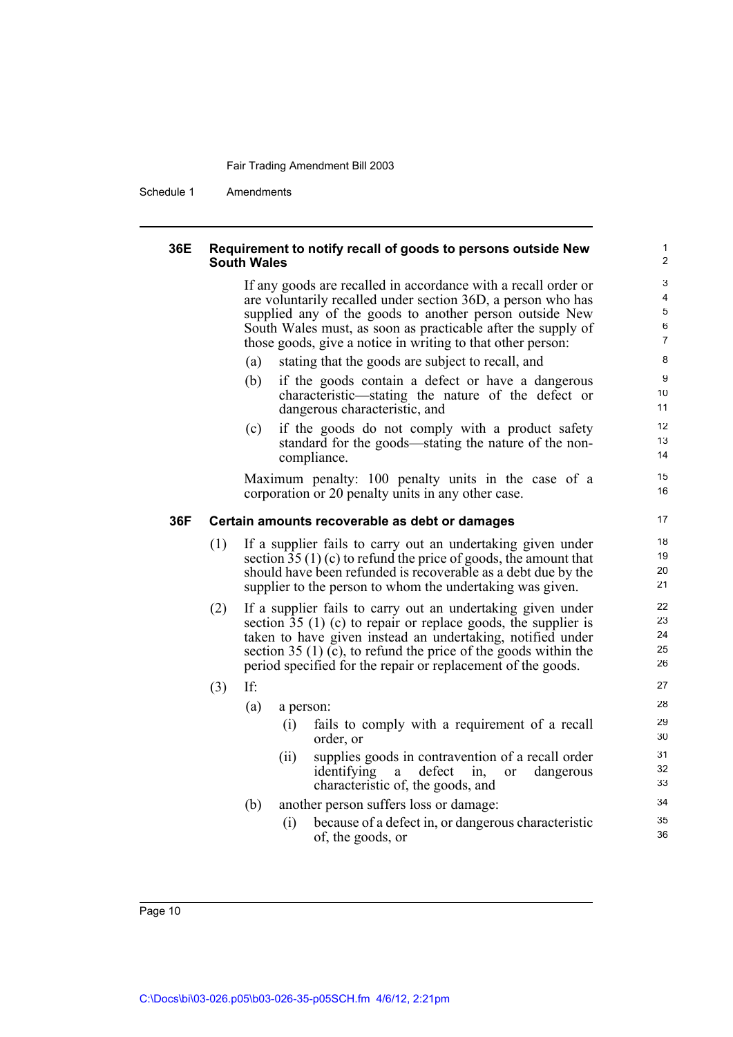#### 36E Requirement to notify recall of goods to persons outside New South Wales

If any goods are recalled in accordance with a recall order or are voluntarily recalled under section 36D, a person who has supplied any of the goods to another person outside New South Wales must, as soon as practicable after the supply of those goods, give a notice in writing to that other person:

(a) stating that the goods are subject to recall, and

(b) if the goods contain a defect or have a dangerous characteristic—stating the nature of the defect or dangerous characteristic, and

(c) if the goods do not comply with a product safety standard for the goods—stating the nature of the non-compliance.

Maximum penalty: 100 penalty units in the case of a corporation or 20 penalty units in any other case.

#### 36F Certain amounts recoverable as debt or damages

(1) If a supplier fails to carry out an undertaking given under section 35 (1) (c) to refund the price of goods, the amount that should have been refunded is recoverable as a debt due by the supplier to the person to whom the undertaking was given.

(2) If a supplier fails to carry out an undertaking given under section 35 (1) (c) to repair or replace goods, the supplier is taken to have given instead an undertaking, notified under section 35 (1) (c), to refund the price of the goods within the period specified for the repair or replacement of the goods.

(3) If:

(a) a person:

(i) fails to comply with a requirement of a recall order, or

(ii) supplies goods in contravention of a recall order identifying a defect in, or dangerous characteristic of, the goods, and

(b) another person suffers loss or damage:

(i) because of a defect in, or dangerous characteristic of, the goods, or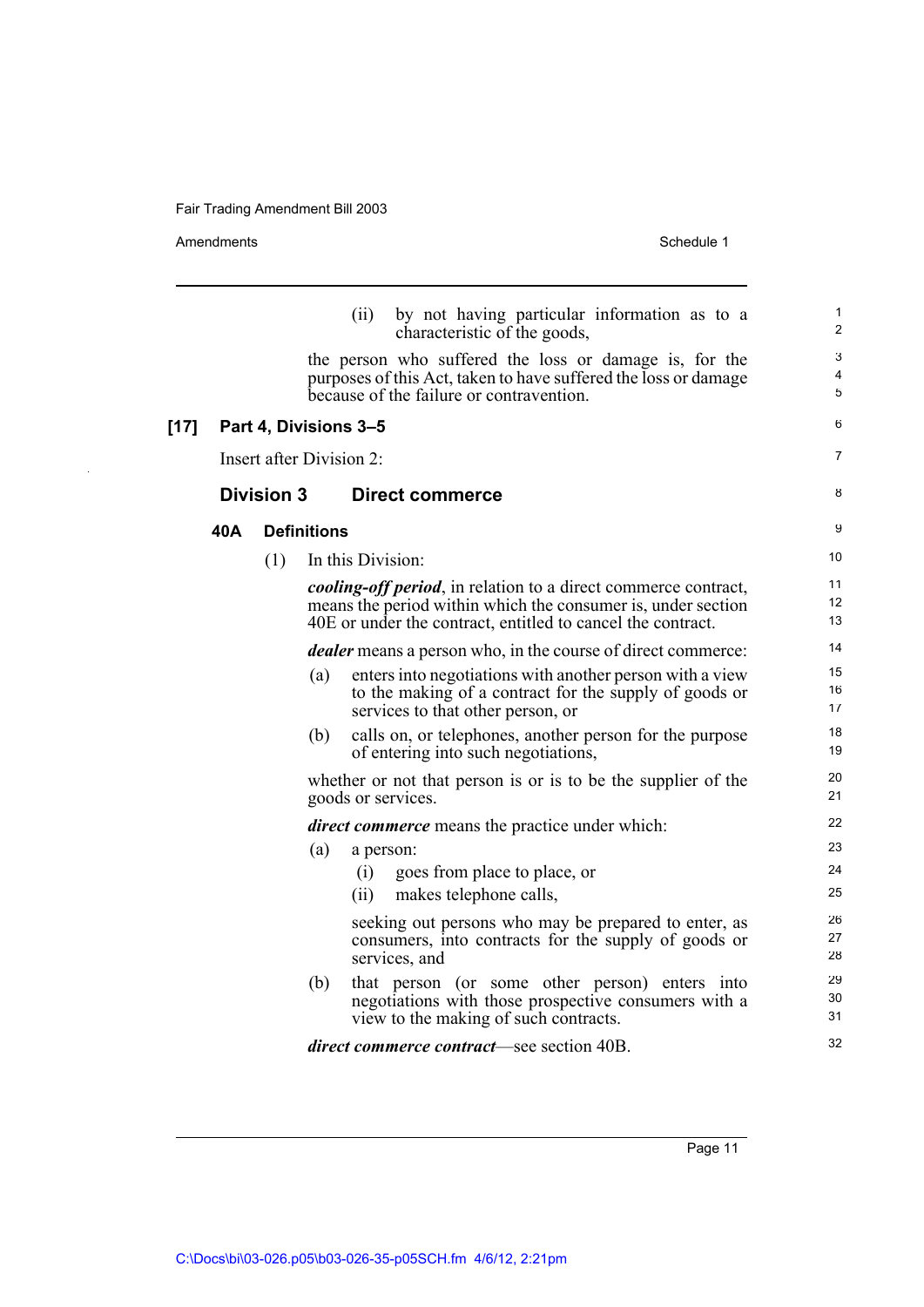(ii) by not having particular information as to a characteristic of the goods,

the person who suffered the loss or damage is, for the purposes of this Act, taken to have suffered the loss or damage because of the failure or contravention.

**[17] Part 4, Divisions 3–5**

Insert after Division 2:

## Division 3 Direct commerce

### 40A Definitions

(1) In this Division:

***cooling-off period***, in relation to a direct commerce contract, means the period within which the consumer is, under section 40E or under the contract, entitled to cancel the contract.

***dealer*** means a person who, in the course of direct commerce:

(a) enters into negotiations with another person with a view to the making of a contract for the supply of goods or services to that other person, or

(b) calls on, or telephones, another person for the purpose of entering into such negotiations,

whether or not that person is or is to be the supplier of the goods or services.

***direct commerce*** means the practice under which:

(a) a person:

(i) goes from place to place, or

(ii) makes telephone calls,

seeking out persons who may be prepared to enter, as consumers, into contracts for the supply of goods or services, and

(b) that person (or some other person) enters into negotiations with those prospective consumers with a view to the making of such contracts.

***direct commerce contract***—see section 40B.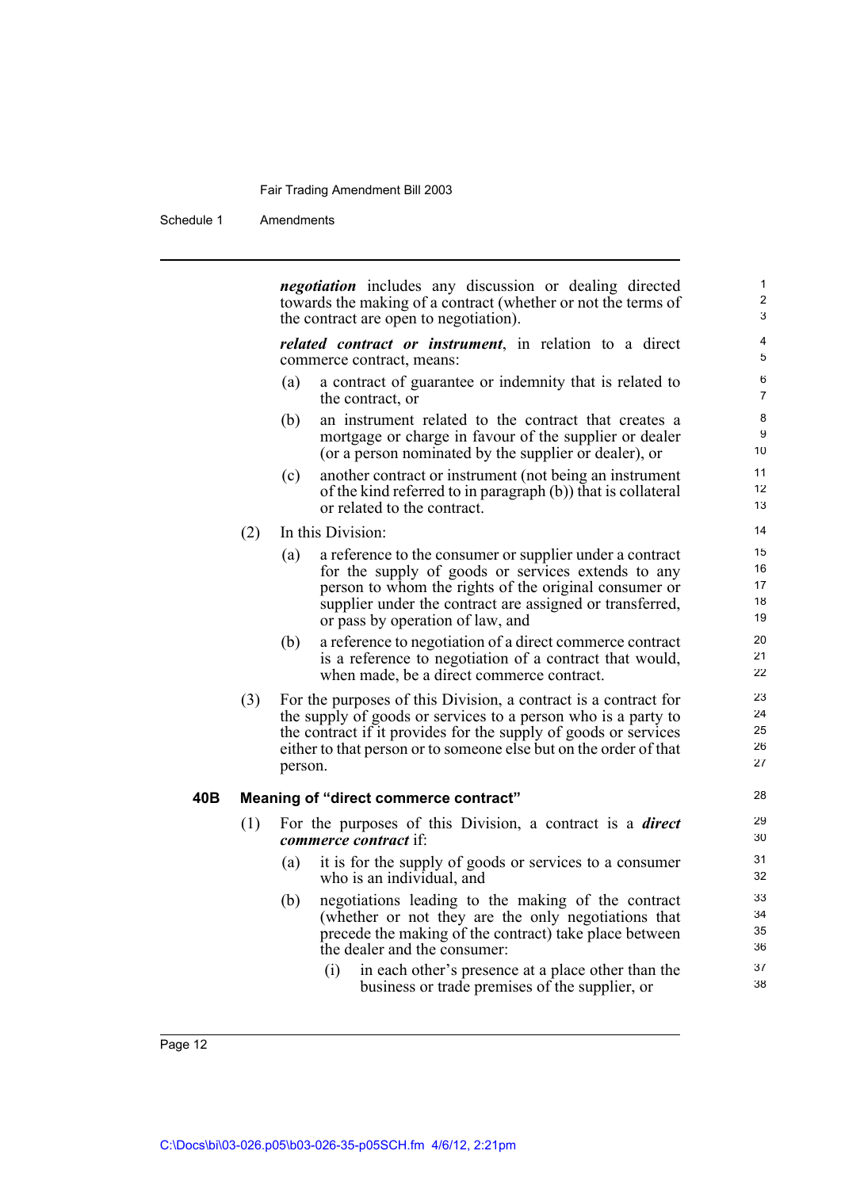***negotiation*** includes any discussion or dealing directed towards the making of a contract (whether or not the terms of the contract are open to negotiation).

***related contract or instrument***, in relation to a direct commerce contract, means:

(a) a contract of guarantee or indemnity that is related to the contract, or

(b) an instrument related to the contract that creates a mortgage or charge in favour of the supplier or dealer (or a person nominated by the supplier or dealer), or

(c) another contract or instrument (not being an instrument of the kind referred to in paragraph (b)) that is collateral or related to the contract.

(2) In this Division:

(a) a reference to the consumer or supplier under a contract for the supply of goods or services extends to any person to whom the rights of the original consumer or supplier under the contract are assigned or transferred, or pass by operation of law, and

(b) a reference to negotiation of a direct commerce contract is a reference to negotiation of a contract that would, when made, be a direct commerce contract.

(3) For the purposes of this Division, a contract is a contract for the supply of goods or services to a person who is a party to the contract if it provides for the supply of goods or services either to that person or to someone else but on the order of that person.

**40B Meaning of "direct commerce contract"**

(1) For the purposes of this Division, a contract is a ***direct commerce contract*** if:

(a) it is for the supply of goods or services to a consumer who is an individual, and

(b) negotiations leading to the making of the contract (whether or not they are the only negotiations that precede the making of the contract) take place between the dealer and the consumer:

(i) in each other's presence at a place other than the business or trade premises of the supplier, or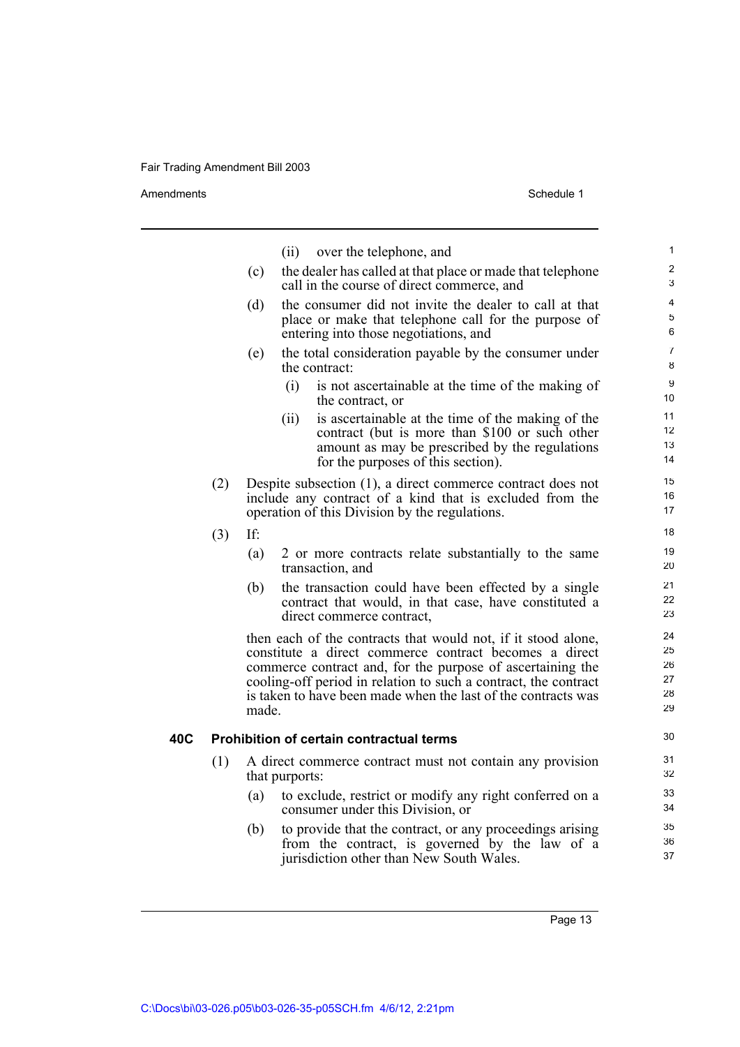(ii) over the telephone, and

(c) the dealer has called at that place or made that telephone call in the course of direct commerce, and

(d) the consumer did not invite the dealer to call at that place or make that telephone call for the purpose of entering into those negotiations, and

(e) the total consideration payable by the consumer under the contract:

(i) is not ascertainable at the time of the making of the contract, or

(ii) is ascertainable at the time of the making of the contract (but is more than $100 or such other amount as may be prescribed by the regulations for the purposes of this section).

(2) Despite subsection (1), a direct commerce contract does not include any contract of a kind that is excluded from the operation of this Division by the regulations.

(3) If:

(a) 2 or more contracts relate substantially to the same transaction, and

(b) the transaction could have been effected by a single contract that would, in that case, have constituted a direct commerce contract,

then each of the contracts that would not, if it stood alone, constitute a direct commerce contract becomes a direct commerce contract and, for the purpose of ascertaining the cooling-off period in relation to such a contract, the contract is taken to have been made when the last of the contracts was made.

### 40C Prohibition of certain contractual terms

(1) A direct commerce contract must not contain any provision that purports:

(a) to exclude, restrict or modify any right conferred on a consumer under this Division, or

(b) to provide that the contract, or any proceedings arising from the contract, is governed by the law of a jurisdiction other than New South Wales.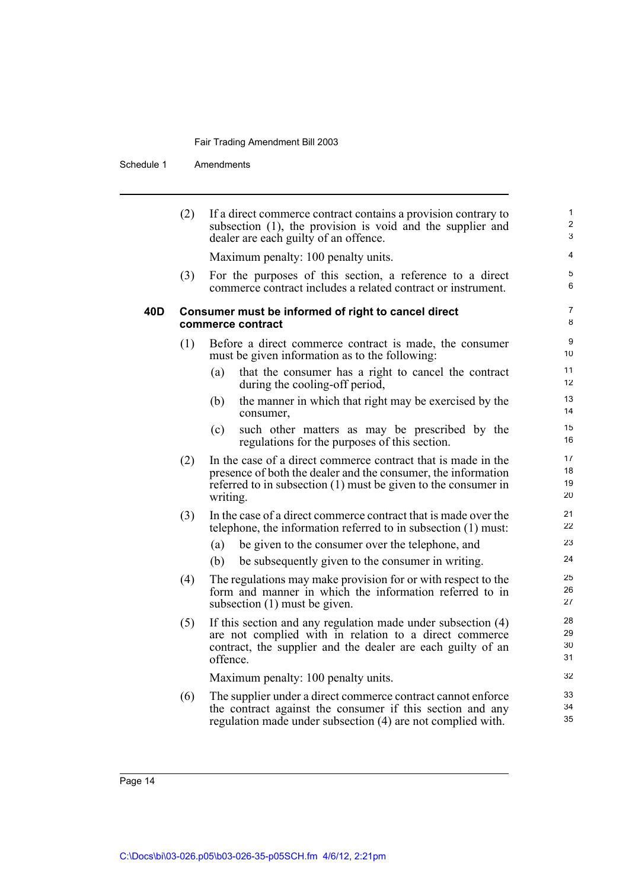(2) If a direct commerce contract contains a provision contrary to subsection (1), the provision is void and the supplier and dealer are each guilty of an offence.

Maximum penalty: 100 penalty units.

(3) For the purposes of this section, a reference to a direct commerce contract includes a related contract or instrument.

**40D Consumer must be informed of right to cancel direct commerce contract**

(1) Before a direct commerce contract is made, the consumer must be given information as to the following:

(a) that the consumer has a right to cancel the contract during the cooling-off period,

(b) the manner in which that right may be exercised by the consumer,

(c) such other matters as may be prescribed by the regulations for the purposes of this section.

(2) In the case of a direct commerce contract that is made in the presence of both the dealer and the consumer, the information referred to in subsection (1) must be given to the consumer in writing.

(3) In the case of a direct commerce contract that is made over the telephone, the information referred to in subsection (1) must:

(a) be given to the consumer over the telephone, and

(b) be subsequently given to the consumer in writing.

(4) The regulations may make provision for or with respect to the form and manner in which the information referred to in subsection (1) must be given.

(5) If this section and any regulation made under subsection (4) are not complied with in relation to a direct commerce contract, the supplier and the dealer are each guilty of an offence.

Maximum penalty: 100 penalty units.

(6) The supplier under a direct commerce contract cannot enforce the contract against the consumer if this section and any regulation made under subsection (4) are not complied with.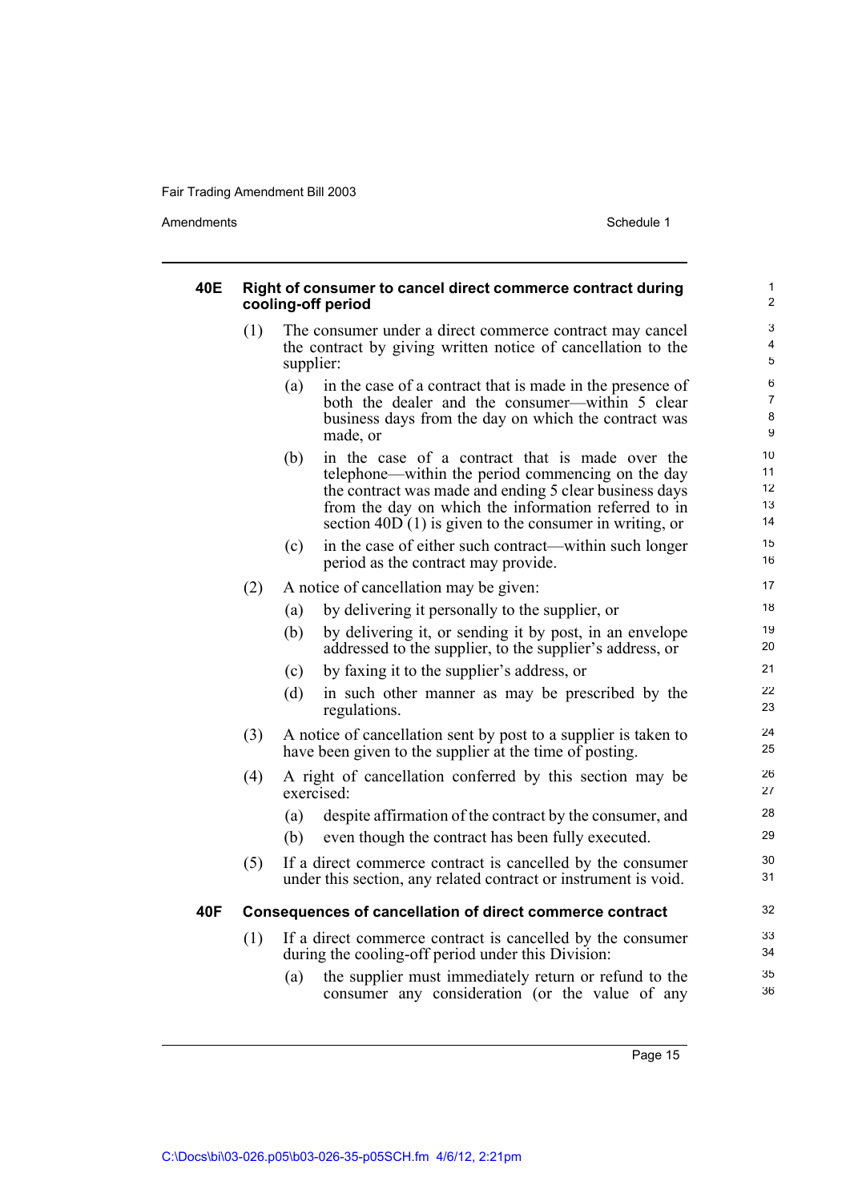#### 40E Right of consumer to cancel direct commerce contract during cooling-off period

(1) The consumer under a direct commerce contract may cancel the contract by giving written notice of cancellation to the supplier:

- (a) in the case of a contract that is made in the presence of both the dealer and the consumer—within 5 clear business days from the day on which the contract was made, or
- (b) in the case of a contract that is made over the telephone—within the period commencing on the day the contract was made and ending 5 clear business days from the day on which the information referred to in section 40D (1) is given to the consumer in writing, or
- (c) in the case of either such contract—within such longer period as the contract may provide.

(2) A notice of cancellation may be given:

- (a) by delivering it personally to the supplier, or
- (b) by delivering it, or sending it by post, in an envelope addressed to the supplier, to the supplier's address, or
- (c) by faxing it to the supplier's address, or
- (d) in such other manner as may be prescribed by the regulations.

(3) A notice of cancellation sent by post to a supplier is taken to have been given to the supplier at the time of posting.

(4) A right of cancellation conferred by this section may be exercised:

- (a) despite affirmation of the contract by the consumer, and
- (b) even though the contract has been fully executed.

(5) If a direct commerce contract is cancelled by the consumer under this section, any related contract or instrument is void.

#### 40F Consequences of cancellation of direct commerce contract

(1) If a direct commerce contract is cancelled by the consumer during the cooling-off period under this Division:

- (a) the supplier must immediately return or refund to the consumer any consideration (or the value of any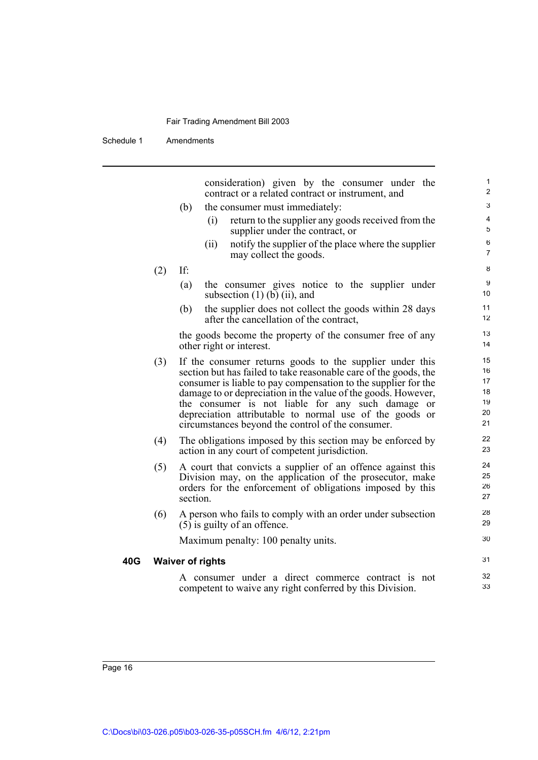consideration) given by the consumer under the contract or a related contract or instrument, and

(b) the consumer must immediately:

(i) return to the supplier any goods received from the supplier under the contract, or

(ii) notify the supplier of the place where the supplier may collect the goods.

(2) If:

(a) the consumer gives notice to the supplier under subsection (1) (b) (ii), and

(b) the supplier does not collect the goods within 28 days after the cancellation of the contract,

the goods become the property of the consumer free of any other right or interest.

(3) If the consumer returns goods to the supplier under this section but has failed to take reasonable care of the goods, the consumer is liable to pay compensation to the supplier for the damage to or depreciation in the value of the goods. However, the consumer is not liable for any such damage or depreciation attributable to normal use of the goods or circumstances beyond the control of the consumer.

(4) The obligations imposed by this section may be enforced by action in any court of competent jurisdiction.

(5) A court that convicts a supplier of an offence against this Division may, on the application of the prosecutor, make orders for the enforcement of obligations imposed by this section.

(6) A person who fails to comply with an order under subsection (5) is guilty of an offence.

Maximum penalty: 100 penalty units.

**40G Waiver of rights**

A consumer under a direct commerce contract is not competent to waive any right conferred by this Division.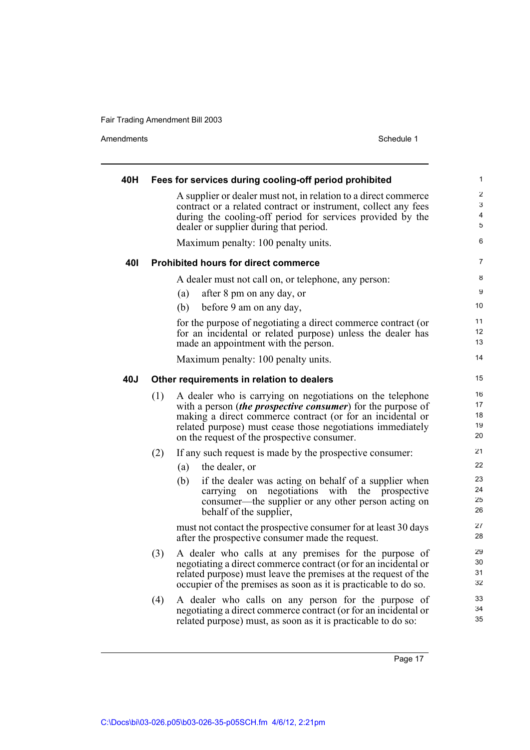**40H Fees for services during cooling-off period prohibited**

A supplier or dealer must not, in relation to a direct commerce contract or a related contract or instrument, collect any fees during the cooling-off period for services provided by the dealer or supplier during that period.

Maximum penalty: 100 penalty units.

**40I Prohibited hours for direct commerce**

A dealer must not call on, or telephone, any person:

(a) after 8 pm on any day, or

(b) before 9 am on any day,

for the purpose of negotiating a direct commerce contract (or for an incidental or related purpose) unless the dealer has made an appointment with the person.

Maximum penalty: 100 penalty units.

**40J Other requirements in relation to dealers**

(1) A dealer who is carrying on negotiations on the telephone with a person (***the prospective consumer***) for the purpose of making a direct commerce contract (or for an incidental or related purpose) must cease those negotiations immediately on the request of the prospective consumer.

(2) If any such request is made by the prospective consumer:

(a) the dealer, or

(b) if the dealer was acting on behalf of a supplier when carrying on negotiations with the prospective consumer—the supplier or any other person acting on behalf of the supplier,

must not contact the prospective consumer for at least 30 days after the prospective consumer made the request.

(3) A dealer who calls at any premises for the purpose of negotiating a direct commerce contract (or for an incidental or related purpose) must leave the premises at the request of the occupier of the premises as soon as it is practicable to do so.

(4) A dealer who calls on any person for the purpose of negotiating a direct commerce contract (or for an incidental or related purpose) must, as soon as it is practicable to do so: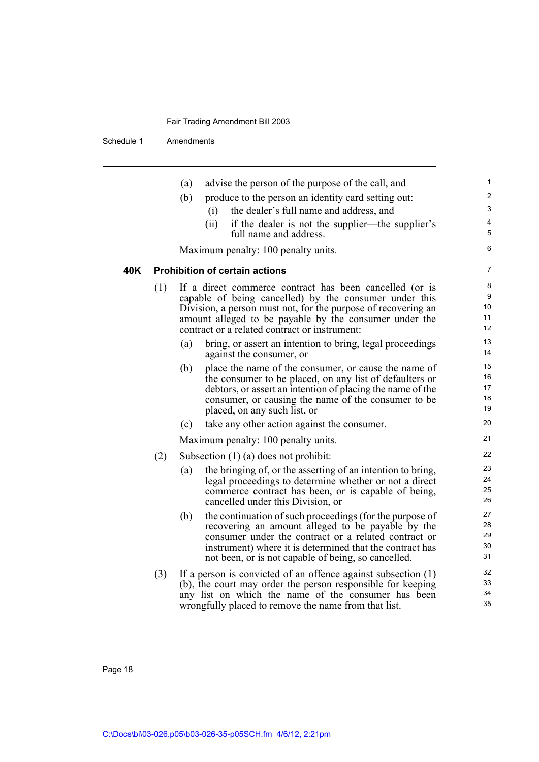(a) advise the person of the purpose of the call, and

(b) produce to the person an identity card setting out:

(i) the dealer's full name and address, and

(ii) if the dealer is not the supplier—the supplier's full name and address.

Maximum penalty: 100 penalty units.

### 40K Prohibition of certain actions

(1) If a direct commerce contract has been cancelled (or is capable of being cancelled) by the consumer under this Division, a person must not, for the purpose of recovering an amount alleged to be payable by the consumer under the contract or a related contract or instrument:

(a) bring, or assert an intention to bring, legal proceedings against the consumer, or

(b) place the name of the consumer, or cause the name of the consumer to be placed, on any list of defaulters or debtors, or assert an intention of placing the name of the consumer, or causing the name of the consumer to be placed, on any such list, or

(c) take any other action against the consumer.

Maximum penalty: 100 penalty units.

(2) Subsection (1) (a) does not prohibit:

(a) the bringing of, or the asserting of an intention to bring, legal proceedings to determine whether or not a direct commerce contract has been, or is capable of being, cancelled under this Division, or

(b) the continuation of such proceedings (for the purpose of recovering an amount alleged to be payable by the consumer under the contract or a related contract or instrument) where it is determined that the contract has not been, or is not capable of being, so cancelled.

(3) If a person is convicted of an offence against subsection (1) (b), the court may order the person responsible for keeping any list on which the name of the consumer has been wrongfully placed to remove the name from that list.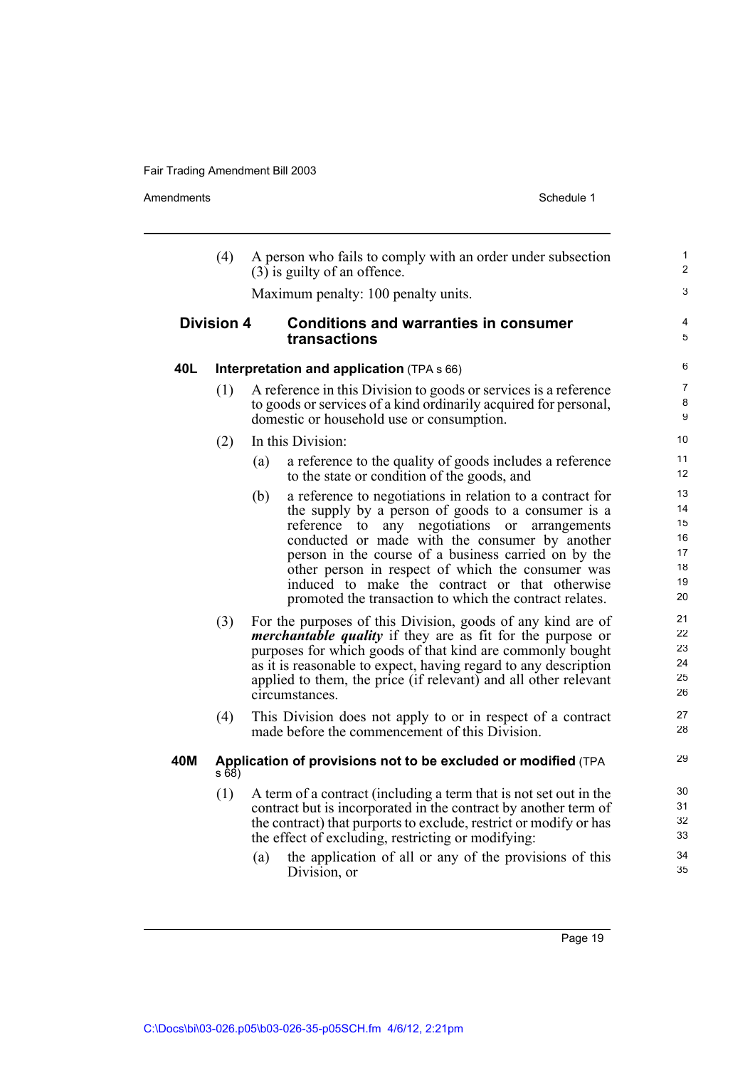(4) A person who fails to comply with an order under subsection (3) is guilty of an offence.

Maximum penalty: 100 penalty units.

## Division 4 Conditions and warranties in consumer transactions

### 40L Interpretation and application (TPA s 66)

(1) A reference in this Division to goods or services is a reference to goods or services of a kind ordinarily acquired for personal, domestic or household use or consumption.

(2) In this Division:

(a) a reference to the quality of goods includes a reference to the state or condition of the goods, and

(b) a reference to negotiations in relation to a contract for the supply by a person of goods to a consumer is a reference to any negotiations or arrangements conducted or made with the consumer by another person in the course of a business carried on by the other person in respect of which the consumer was induced to make the contract or that otherwise promoted the transaction to which the contract relates.

(3) For the purposes of this Division, goods of any kind are of ***merchantable quality*** if they are as fit for the purpose or purposes for which goods of that kind are commonly bought as it is reasonable to expect, having regard to any description applied to them, the price (if relevant) and all other relevant circumstances.

(4) This Division does not apply to or in respect of a contract made before the commencement of this Division.

### 40M Application of provisions not to be excluded or modified (TPA s 68)

(1) A term of a contract (including a term that is not set out in the contract but is incorporated in the contract by another term of the contract) that purports to exclude, restrict or modify or has the effect of excluding, restricting or modifying:

(a) the application of all or any of the provisions of this Division, or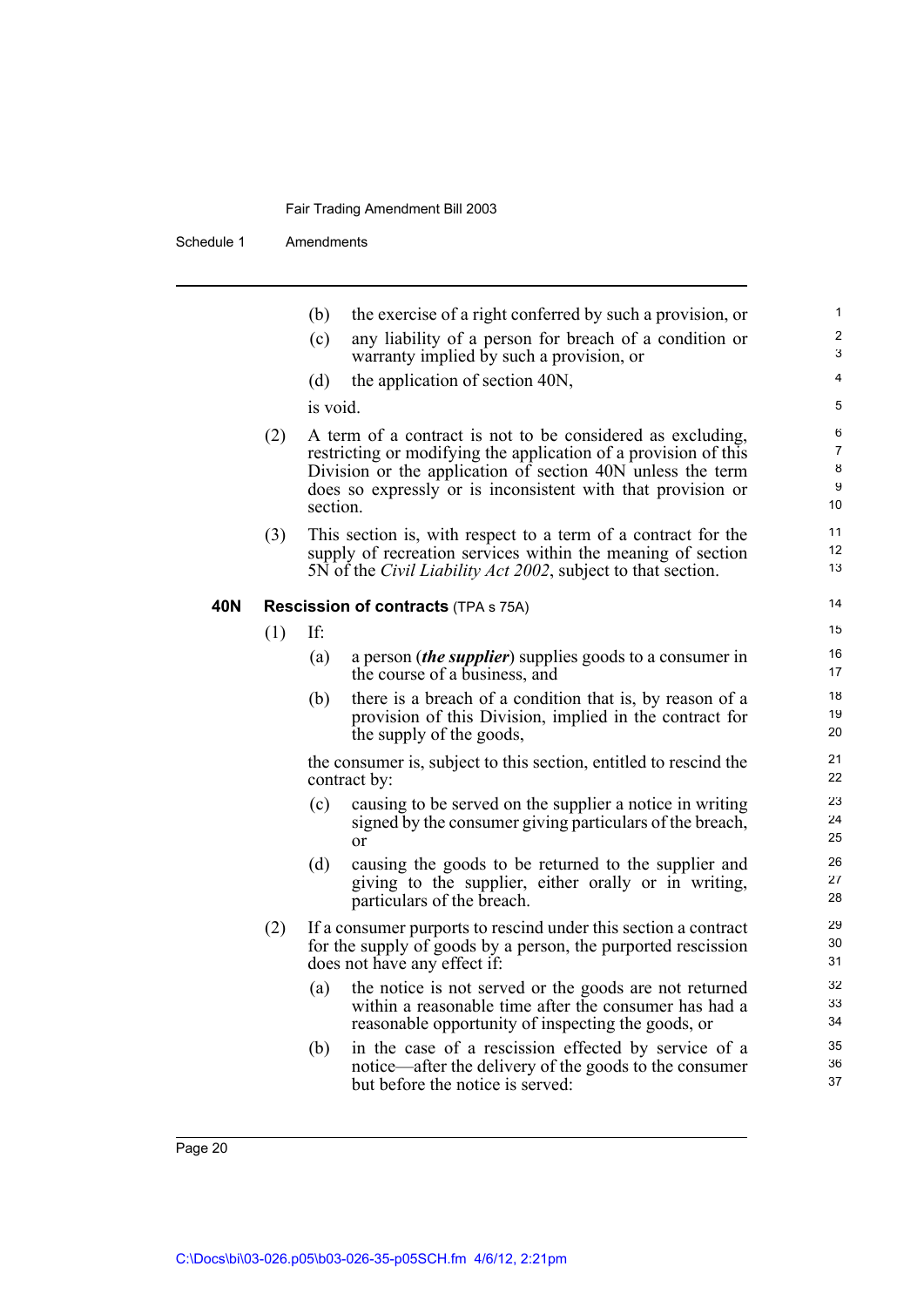(b) the exercise of a right conferred by such a provision, or

(c) any liability of a person for breach of a condition or warranty implied by such a provision, or

(d) the application of section 40N,

is void.

(2) A term of a contract is not to be considered as excluding, restricting or modifying the application of a provision of this Division or the application of section 40N unless the term does so expressly or is inconsistent with that provision or section.

(3) This section is, with respect to a term of a contract for the supply of recreation services within the meaning of section 5N of the *Civil Liability Act 2002*, subject to that section.

**40N Rescission of contracts** (TPA s 75A)

(1) If:

(a) a person (***the supplier***) supplies goods to a consumer in the course of a business, and

(b) there is a breach of a condition that is, by reason of a provision of this Division, implied in the contract for the supply of the goods,

the consumer is, subject to this section, entitled to rescind the contract by:

(c) causing to be served on the supplier a notice in writing signed by the consumer giving particulars of the breach, or

(d) causing the goods to be returned to the supplier and giving to the supplier, either orally or in writing, particulars of the breach.

(2) If a consumer purports to rescind under this section a contract for the supply of goods by a person, the purported rescission does not have any effect if:

(a) the notice is not served or the goods are not returned within a reasonable time after the consumer has had a reasonable opportunity of inspecting the goods, or

(b) in the case of a rescission effected by service of a notice—after the delivery of the goods to the consumer but before the notice is served: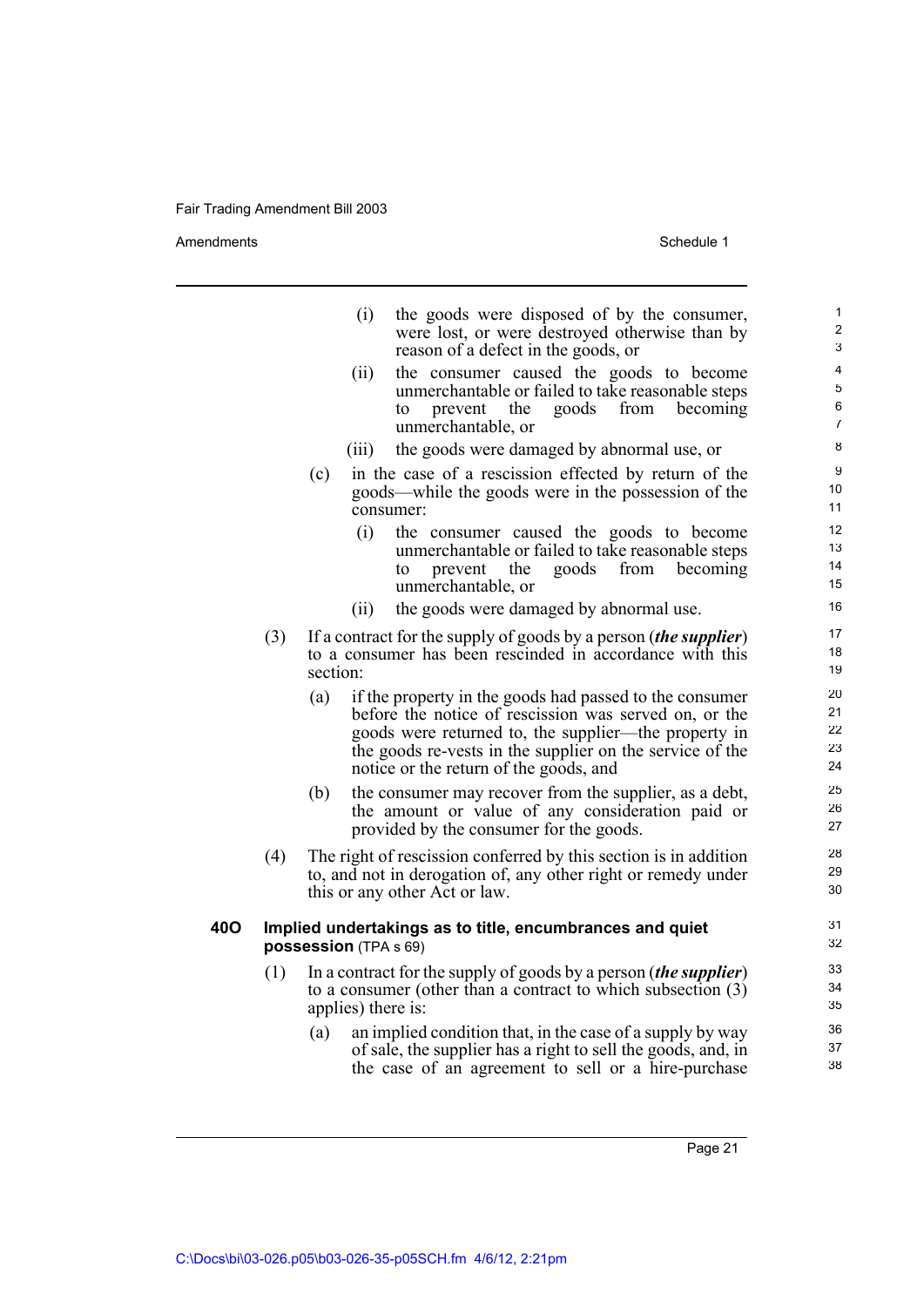(i) the goods were disposed of by the consumer, were lost, or were destroyed otherwise than by reason of a defect in the goods, or

(ii) the consumer caused the goods to become unmerchantable or failed to take reasonable steps to prevent the goods from becoming unmerchantable, or

(iii) the goods were damaged by abnormal use, or

(c) in the case of a rescission effected by return of the goods—while the goods were in the possession of the consumer:

(i) the consumer caused the goods to become unmerchantable or failed to take reasonable steps to prevent the goods from becoming unmerchantable, or

(ii) the goods were damaged by abnormal use.

(3) If a contract for the supply of goods by a person (***the supplier***) to a consumer has been rescinded in accordance with this section:

(a) if the property in the goods had passed to the consumer before the notice of rescission was served on, or the goods were returned to, the supplier—the property in the goods re-vests in the supplier on the service of the notice or the return of the goods, and

(b) the consumer may recover from the supplier, as a debt, the amount or value of any consideration paid or provided by the consumer for the goods.

(4) The right of rescission conferred by this section is in addition to, and not in derogation of, any other right or remedy under this or any other Act or law.

### 40O Implied undertakings as to title, encumbrances and quiet possession (TPA s 69)

(1) In a contract for the supply of goods by a person (***the supplier***) to a consumer (other than a contract to which subsection (3) applies) there is:

(a) an implied condition that, in the case of a supply by way of sale, the supplier has a right to sell the goods, and, in the case of an agreement to sell or a hire-purchase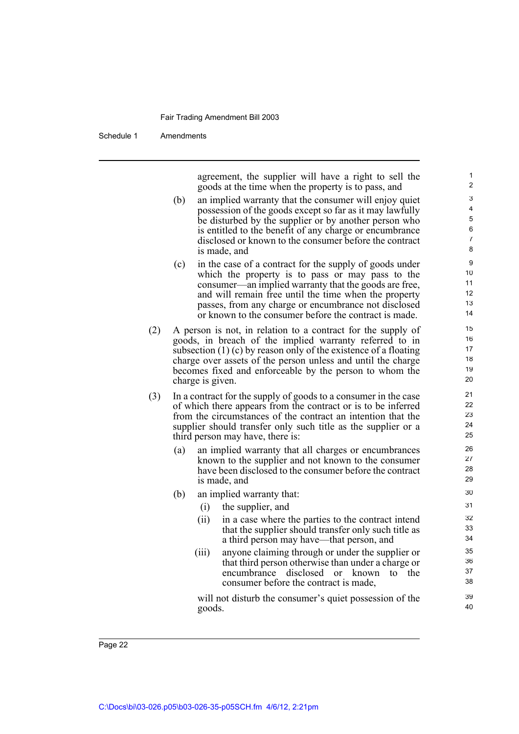agreement, the supplier will have a right to sell the goods at the time when the property is to pass, and

(b) an implied warranty that the consumer will enjoy quiet possession of the goods except so far as it may lawfully be disturbed by the supplier or by another person who is entitled to the benefit of any charge or encumbrance disclosed or known to the consumer before the contract is made, and

(c) in the case of a contract for the supply of goods under which the property is to pass or may pass to the consumer—an implied warranty that the goods are free, and will remain free until the time when the property passes, from any charge or encumbrance not disclosed or known to the consumer before the contract is made.

(2) A person is not, in relation to a contract for the supply of goods, in breach of the implied warranty referred to in subsection (1) (c) by reason only of the existence of a floating charge over assets of the person unless and until the charge becomes fixed and enforceable by the person to whom the charge is given.

(3) In a contract for the supply of goods to a consumer in the case of which there appears from the contract or is to be inferred from the circumstances of the contract an intention that the supplier should transfer only such title as the supplier or a third person may have, there is:

(a) an implied warranty that all charges or encumbrances known to the supplier and not known to the consumer have been disclosed to the consumer before the contract is made, and

(b) an implied warranty that:

(i) the supplier, and

(ii) in a case where the parties to the contract intend that the supplier should transfer only such title as a third person may have—that person, and

(iii) anyone claiming through or under the supplier or that third person otherwise than under a charge or encumbrance disclosed or known to the consumer before the contract is made,

will not disturb the consumer's quiet possession of the goods.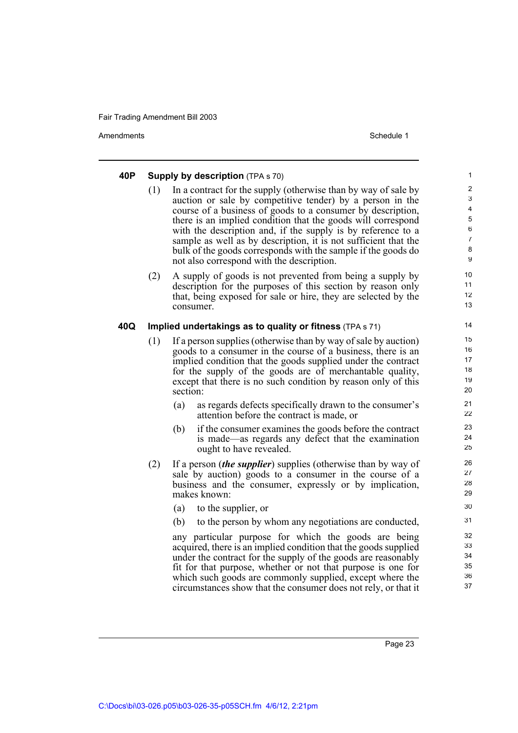### 40P Supply by description (TPA s 70)

(1) In a contract for the supply (otherwise than by way of sale by auction or sale by competitive tender) by a person in the course of a business of goods to a consumer by description, there is an implied condition that the goods will correspond with the description and, if the supply is by reference to a sample as well as by description, it is not sufficient that the bulk of the goods corresponds with the sample if the goods do not also correspond with the description.

(2) A supply of goods is not prevented from being a supply by description for the purposes of this section by reason only that, being exposed for sale or hire, they are selected by the consumer.

### 40Q Implied undertakings as to quality or fitness (TPA s 71)

(1) If a person supplies (otherwise than by way of sale by auction) goods to a consumer in the course of a business, there is an implied condition that the goods supplied under the contract for the supply of the goods are of merchantable quality, except that there is no such condition by reason only of this section:

- (a) as regards defects specifically drawn to the consumer's attention before the contract is made, or
- (b) if the consumer examines the goods before the contract is made—as regards any defect that the examination ought to have revealed.

(2) If a person (***the supplier***) supplies (otherwise than by way of sale by auction) goods to a consumer in the course of a business and the consumer, expressly or by implication, makes known:

- (a) to the supplier, or
- (b) to the person by whom any negotiations are conducted,

any particular purpose for which the goods are being acquired, there is an implied condition that the goods supplied under the contract for the supply of the goods are reasonably fit for that purpose, whether or not that purpose is one for which such goods are commonly supplied, except where the circumstances show that the consumer does not rely, or that it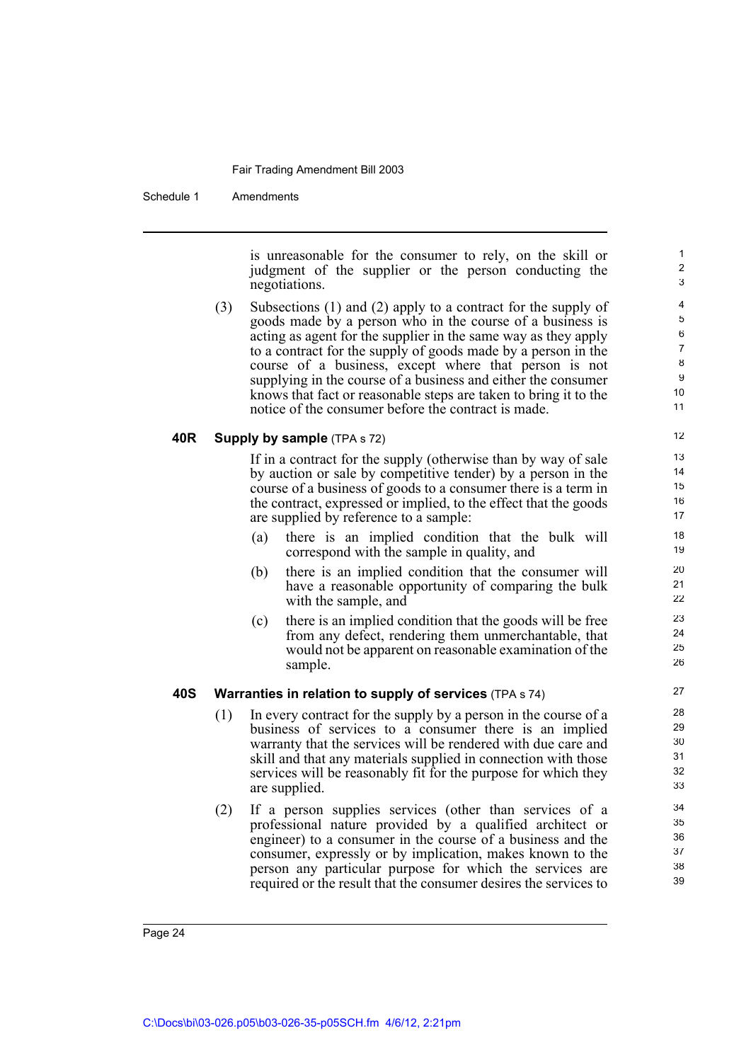is unreasonable for the consumer to rely, on the skill or judgment of the supplier or the person conducting the negotiations.

(3) Subsections (1) and (2) apply to a contract for the supply of goods made by a person who in the course of a business is acting as agent for the supplier in the same way as they apply to a contract for the supply of goods made by a person in the course of a business, except where that person is not supplying in the course of a business and either the consumer knows that fact or reasonable steps are taken to bring it to the notice of the consumer before the contract is made.

### 40R Supply by sample (TPA s 72)

If in a contract for the supply (otherwise than by way of sale by auction or sale by competitive tender) by a person in the course of a business of goods to a consumer there is a term in the contract, expressed or implied, to the effect that the goods are supplied by reference to a sample:

(a) there is an implied condition that the bulk will correspond with the sample in quality, and

(b) there is an implied condition that the consumer will have a reasonable opportunity of comparing the bulk with the sample, and

(c) there is an implied condition that the goods will be free from any defect, rendering them unmerchantable, that would not be apparent on reasonable examination of the sample.

### 40S Warranties in relation to supply of services (TPA s 74)

(1) In every contract for the supply by a person in the course of a business of services to a consumer there is an implied warranty that the services will be rendered with due care and skill and that any materials supplied in connection with those services will be reasonably fit for the purpose for which they are supplied.

(2) If a person supplies services (other than services of a professional nature provided by a qualified architect or engineer) to a consumer in the course of a business and the consumer, expressly or by implication, makes known to the person any particular purpose for which the services are required or the result that the consumer desires the services to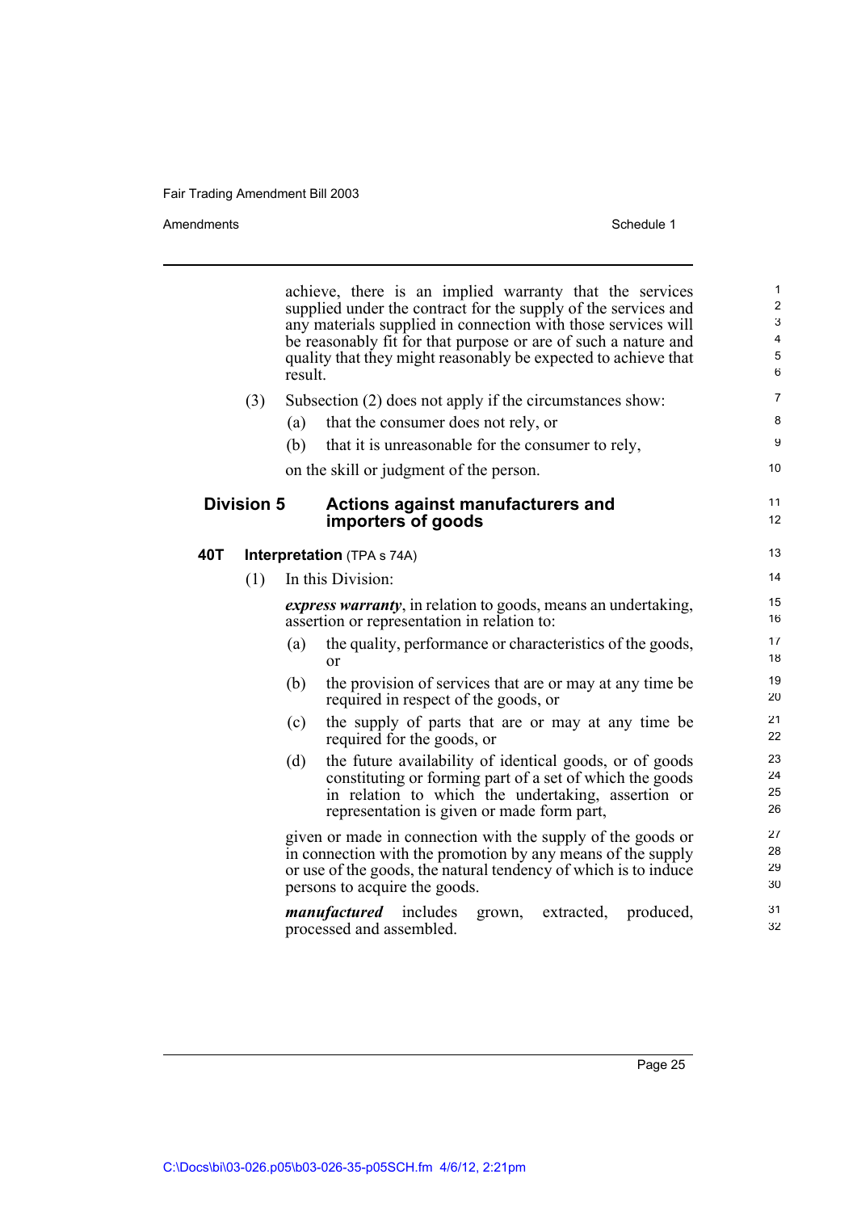achieve, there is an implied warranty that the services supplied under the contract for the supply of the services and any materials supplied in connection with those services will be reasonably fit for that purpose or are of such a nature and quality that they might reasonably be expected to achieve that result.

(3) Subsection (2) does not apply if the circumstances show:

(a) that the consumer does not rely, or

(b) that it is unreasonable for the consumer to rely,

on the skill or judgment of the person.

## Division 5 Actions against manufacturers and importers of goods

### 40T Interpretation (TPA s 74A)

(1) In this Division:

***express warranty***, in relation to goods, means an undertaking, assertion or representation in relation to:

(a) the quality, performance or characteristics of the goods, or

(b) the provision of services that are or may at any time be required in respect of the goods, or

(c) the supply of parts that are or may at any time be required for the goods, or

(d) the future availability of identical goods, or of goods constituting or forming part of a set of which the goods in relation to which the undertaking, assertion or representation is given or made form part,

given or made in connection with the supply of the goods or in connection with the promotion by any means of the supply or use of the goods, the natural tendency of which is to induce persons to acquire the goods.

***manufactured*** includes grown, extracted, produced, processed and assembled.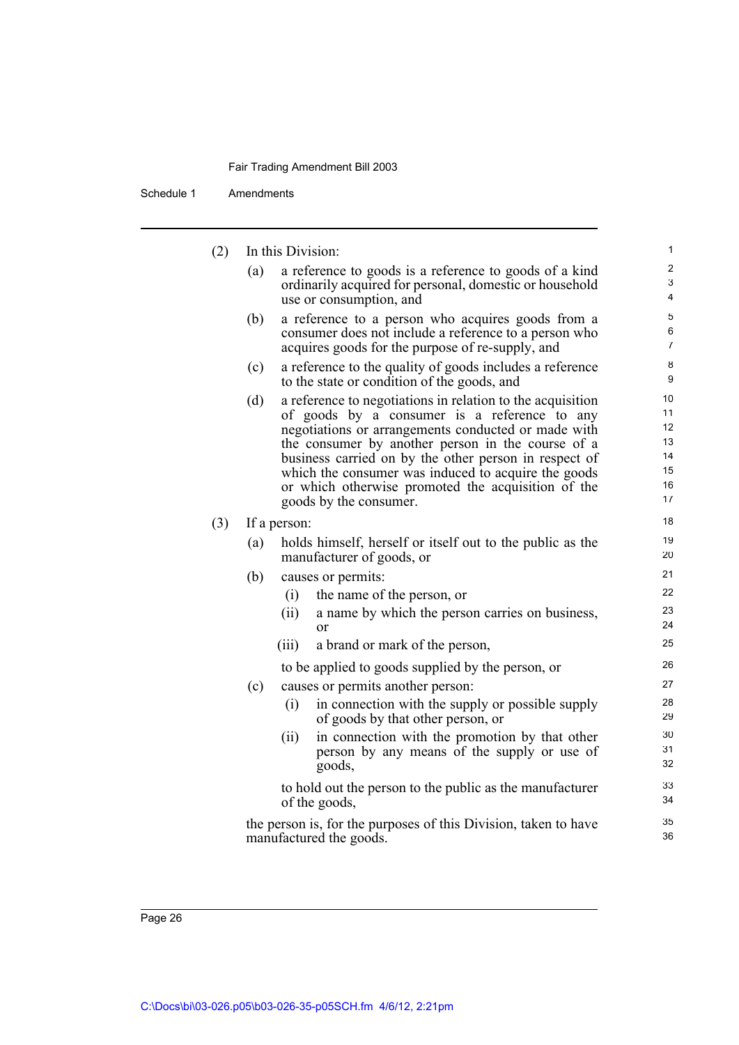(2) In this Division:

(a) a reference to goods is a reference to goods of a kind ordinarily acquired for personal, domestic or household use or consumption, and

(b) a reference to a person who acquires goods from a consumer does not include a reference to a person who acquires goods for the purpose of re-supply, and

(c) a reference to the quality of goods includes a reference to the state or condition of the goods, and

(d) a reference to negotiations in relation to the acquisition of goods by a consumer is a reference to any negotiations or arrangements conducted or made with the consumer by another person in the course of a business carried on by the other person in respect of which the consumer was induced to acquire the goods or which otherwise promoted the acquisition of the goods by the consumer.

(3) If a person:

(a) holds himself, herself or itself out to the public as the manufacturer of goods, or

(b) causes or permits:

(i) the name of the person, or

(ii) a name by which the person carries on business, or

(iii) a brand or mark of the person,

to be applied to goods supplied by the person, or

(c) causes or permits another person:

(i) in connection with the supply or possible supply of goods by that other person, or

(ii) in connection with the promotion by that other person by any means of the supply or use of goods,

to hold out the person to the public as the manufacturer of the goods,

the person is, for the purposes of this Division, taken to have manufactured the goods.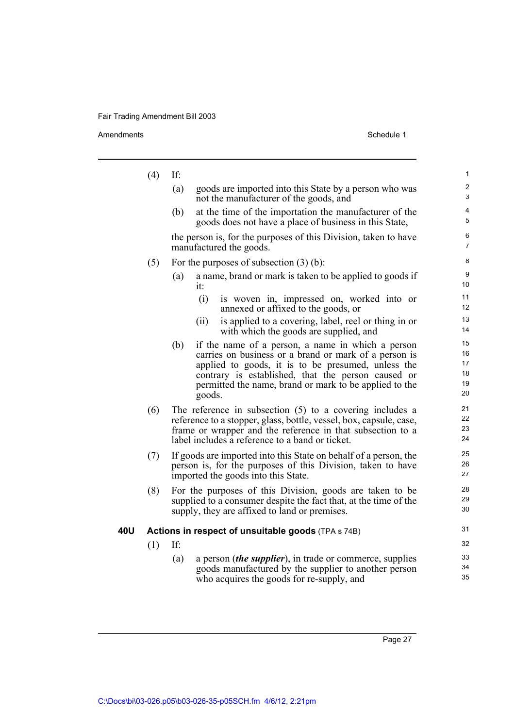(4) If:

(a) goods are imported into this State by a person who was not the manufacturer of the goods, and

(b) at the time of the importation the manufacturer of the goods does not have a place of business in this State,

the person is, for the purposes of this Division, taken to have manufactured the goods.

(5) For the purposes of subsection (3) (b):

(a) a name, brand or mark is taken to be applied to goods if it:

(i) is woven in, impressed on, worked into or annexed or affixed to the goods, or

(ii) is applied to a covering, label, reel or thing in or with which the goods are supplied, and

(b) if the name of a person, a name in which a person carries on business or a brand or mark of a person is applied to goods, it is to be presumed, unless the contrary is established, that the person caused or permitted the name, brand or mark to be applied to the goods.

(6) The reference in subsection (5) to a covering includes a reference to a stopper, glass, bottle, vessel, box, capsule, case, frame or wrapper and the reference in that subsection to a label includes a reference to a band or ticket.

(7) If goods are imported into this State on behalf of a person, the person is, for the purposes of this Division, taken to have imported the goods into this State.

(8) For the purposes of this Division, goods are taken to be supplied to a consumer despite the fact that, at the time of the supply, they are affixed to land or premises.

**40U Actions in respect of unsuitable goods** (TPA s 74B)

(1) If:

(a) a person (***the supplier***), in trade or commerce, supplies goods manufactured by the supplier to another person who acquires the goods for re-supply, and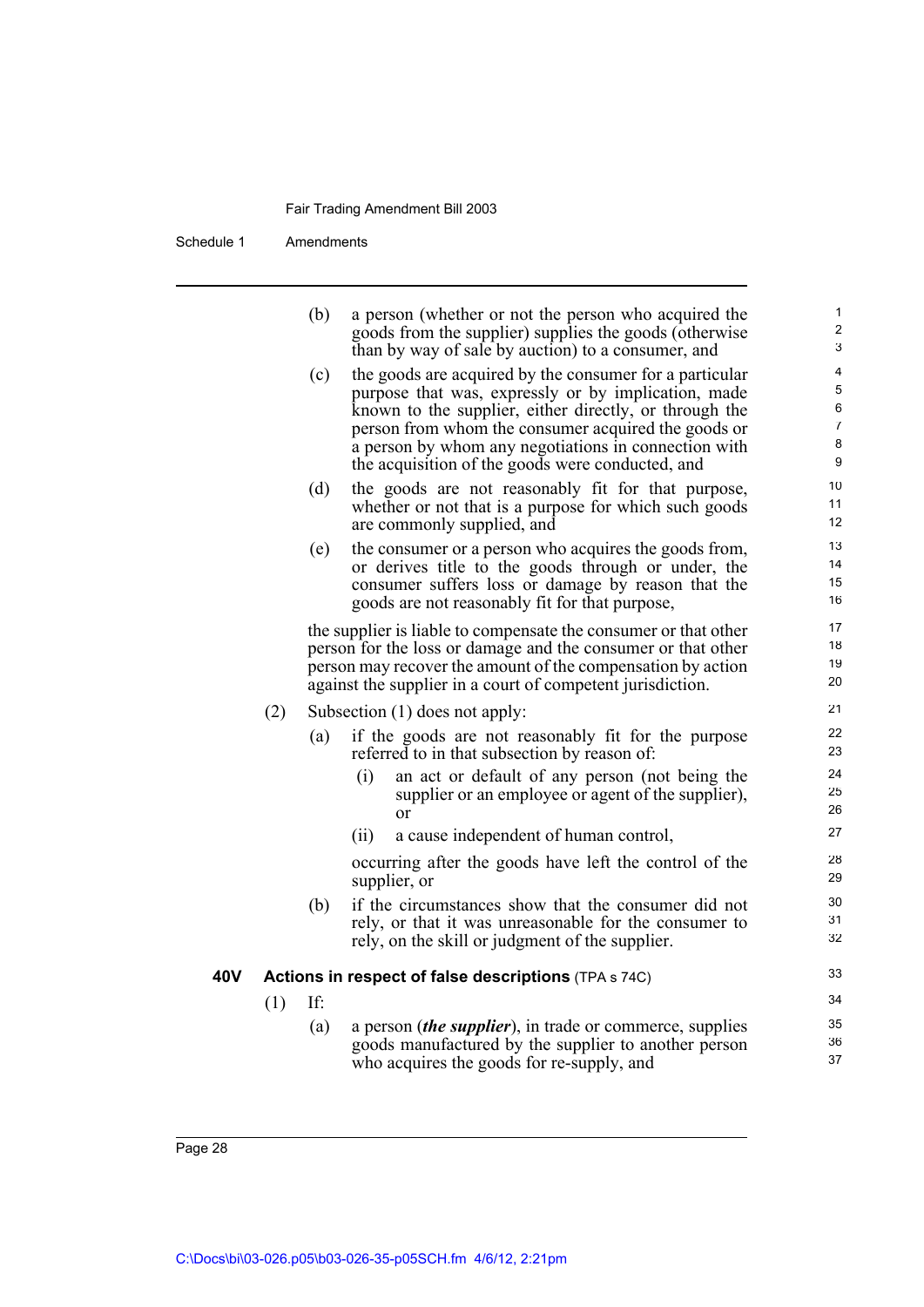(b) a person (whether or not the person who acquired the goods from the supplier) supplies the goods (otherwise than by way of sale by auction) to a consumer, and

(c) the goods are acquired by the consumer for a particular purpose that was, expressly or by implication, made known to the supplier, either directly, or through the person from whom the consumer acquired the goods or a person by whom any negotiations in connection with the acquisition of the goods were conducted, and

(d) the goods are not reasonably fit for that purpose, whether or not that is a purpose for which such goods are commonly supplied, and

(e) the consumer or a person who acquires the goods from, or derives title to the goods through or under, the consumer suffers loss or damage by reason that the goods are not reasonably fit for that purpose,

the supplier is liable to compensate the consumer or that other person for the loss or damage and the consumer or that other person may recover the amount of the compensation by action against the supplier in a court of competent jurisdiction.

(2) Subsection (1) does not apply:

(a) if the goods are not reasonably fit for the purpose referred to in that subsection by reason of:

(i) an act or default of any person (not being the supplier or an employee or agent of the supplier), or

(ii) a cause independent of human control,

occurring after the goods have left the control of the supplier, or

(b) if the circumstances show that the consumer did not rely, or that it was unreasonable for the consumer to rely, on the skill or judgment of the supplier.

### 40V Actions in respect of false descriptions (TPA s 74C)

(1) If:

(a) a person (***the supplier***), in trade or commerce, supplies goods manufactured by the supplier to another person who acquires the goods for re-supply, and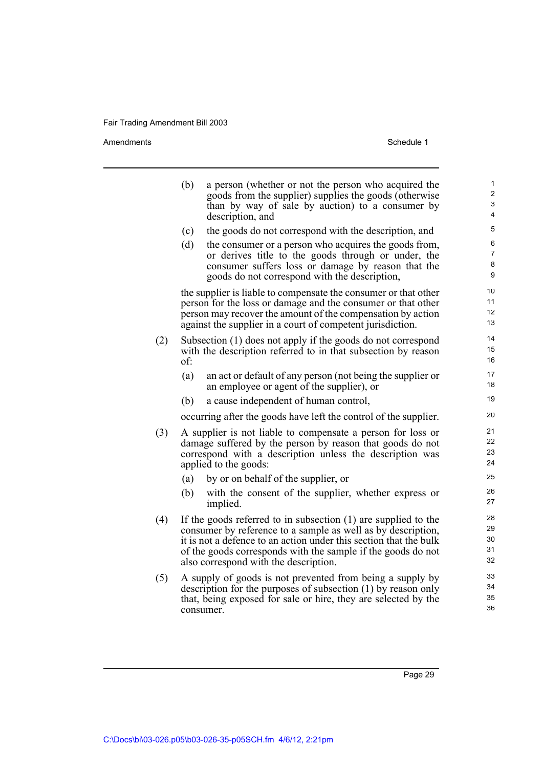(b) a person (whether or not the person who acquired the goods from the supplier) supplies the goods (otherwise than by way of sale by auction) to a consumer by description, and

(c) the goods do not correspond with the description, and

(d) the consumer or a person who acquires the goods from, or derives title to the goods through or under, the consumer suffers loss or damage by reason that the goods do not correspond with the description,

the supplier is liable to compensate the consumer or that other person for the loss or damage and the consumer or that other person may recover the amount of the compensation by action against the supplier in a court of competent jurisdiction.

(2) Subsection (1) does not apply if the goods do not correspond with the description referred to in that subsection by reason of:

(a) an act or default of any person (not being the supplier or an employee or agent of the supplier), or

(b) a cause independent of human control,

occurring after the goods have left the control of the supplier.

(3) A supplier is not liable to compensate a person for loss or damage suffered by the person by reason that goods do not correspond with a description unless the description was applied to the goods:

(a) by or on behalf of the supplier, or

(b) with the consent of the supplier, whether express or implied.

(4) If the goods referred to in subsection (1) are supplied to the consumer by reference to a sample as well as by description, it is not a defence to an action under this section that the bulk of the goods corresponds with the sample if the goods do not also correspond with the description.

(5) A supply of goods is not prevented from being a supply by description for the purposes of subsection (1) by reason only that, being exposed for sale or hire, they are selected by the consumer.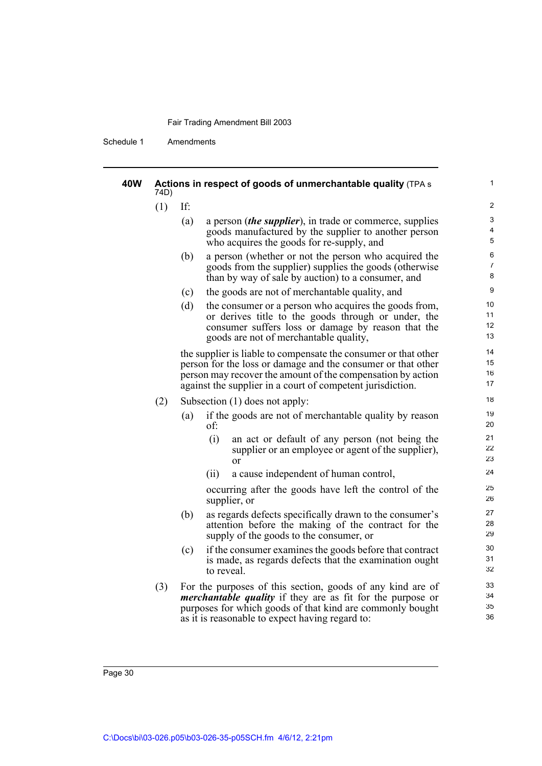### 40W Actions in respect of goods of unmerchantable quality (TPA s 74D)

(1) If:

(a) a person (***the supplier***), in trade or commerce, supplies goods manufactured by the supplier to another person who acquires the goods for re-supply, and

(b) a person (whether or not the person who acquired the goods from the supplier) supplies the goods (otherwise than by way of sale by auction) to a consumer, and

(c) the goods are not of merchantable quality, and

(d) the consumer or a person who acquires the goods from, or derives title to the goods through or under, the consumer suffers loss or damage by reason that the goods are not of merchantable quality,

the supplier is liable to compensate the consumer or that other person for the loss or damage and the consumer or that other person may recover the amount of the compensation by action against the supplier in a court of competent jurisdiction.

(2) Subsection (1) does not apply:

(a) if the goods are not of merchantable quality by reason of:

(i) an act or default of any person (not being the supplier or an employee or agent of the supplier), or

(ii) a cause independent of human control,

occurring after the goods have left the control of the supplier, or

(b) as regards defects specifically drawn to the consumer's attention before the making of the contract for the supply of the goods to the consumer, or

(c) if the consumer examines the goods before that contract is made, as regards defects that the examination ought to reveal.

(3) For the purposes of this section, goods of any kind are of ***merchantable quality*** if they are as fit for the purpose or purposes for which goods of that kind are commonly bought as it is reasonable to expect having regard to: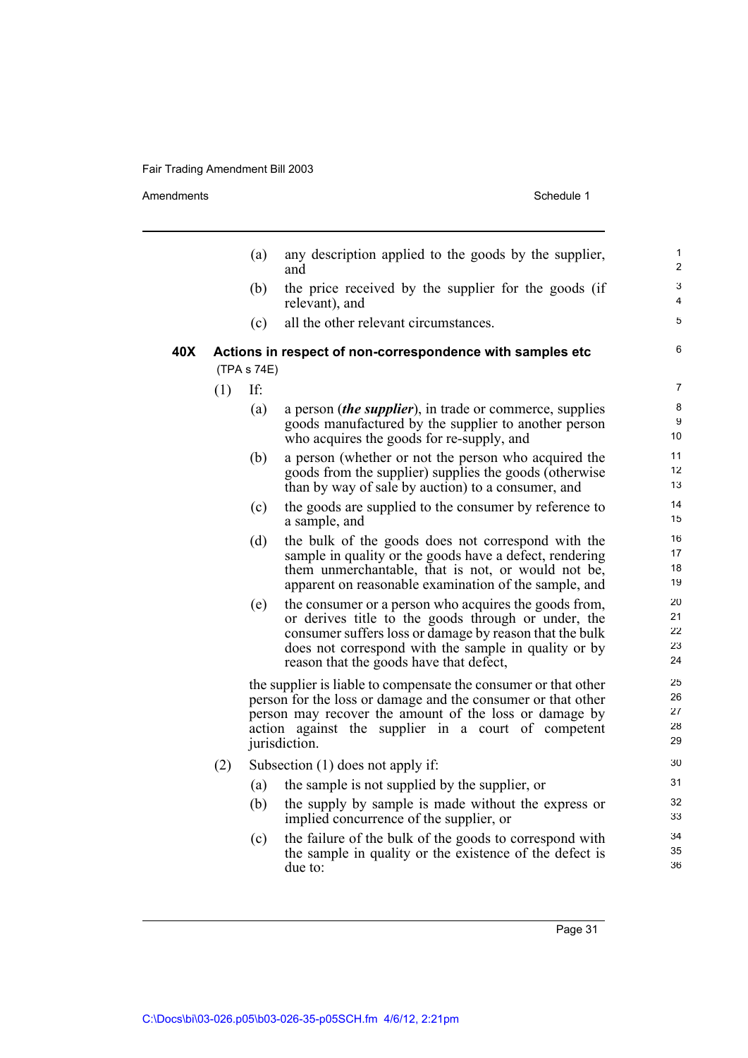(a) any description applied to the goods by the supplier, and

(b) the price received by the supplier for the goods (if relevant), and

(c) all the other relevant circumstances.

### 40X Actions in respect of non-correspondence with samples etc

(TPA s 74E)

(1) If:

(a) a person (***the supplier***), in trade or commerce, supplies goods manufactured by the supplier to another person who acquires the goods for re-supply, and

(b) a person (whether or not the person who acquired the goods from the supplier) supplies the goods (otherwise than by way of sale by auction) to a consumer, and

(c) the goods are supplied to the consumer by reference to a sample, and

(d) the bulk of the goods does not correspond with the sample in quality or the goods have a defect, rendering them unmerchantable, that is not, or would not be, apparent on reasonable examination of the sample, and

(e) the consumer or a person who acquires the goods from, or derives title to the goods through or under, the consumer suffers loss or damage by reason that the bulk does not correspond with the sample in quality or by reason that the goods have that defect,

the supplier is liable to compensate the consumer or that other person for the loss or damage and the consumer or that other person may recover the amount of the loss or damage by action against the supplier in a court of competent jurisdiction.

(2) Subsection (1) does not apply if:

(a) the sample is not supplied by the supplier, or

(b) the supply by sample is made without the express or implied concurrence of the supplier, or

(c) the failure of the bulk of the goods to correspond with the sample in quality or the existence of the defect is due to: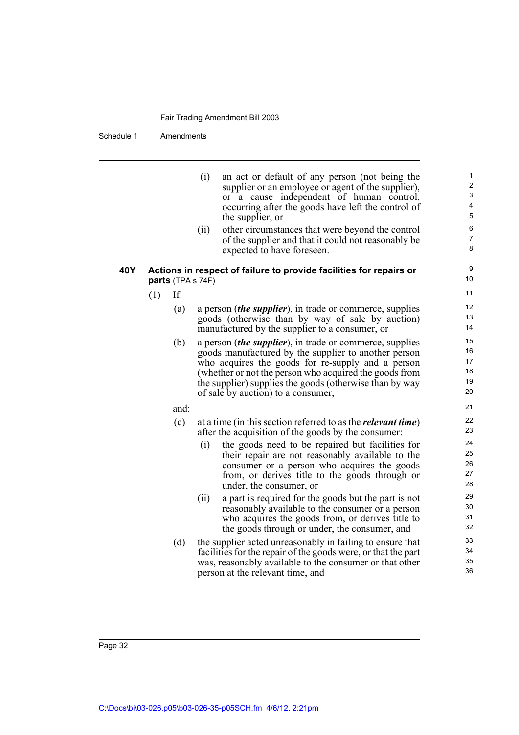(i) an act or default of any person (not being the supplier or an employee or agent of the supplier), or a cause independent of human control, occurring after the goods have left the control of the supplier, or

(ii) other circumstances that were beyond the control of the supplier and that it could not reasonably be expected to have foreseen.

### 40Y Actions in respect of failure to provide facilities for repairs or parts (TPA s 74F)

(1) If:

(a) a person (***the supplier***), in trade or commerce, supplies goods (otherwise than by way of sale by auction) manufactured by the supplier to a consumer, or

(b) a person (***the supplier***), in trade or commerce, supplies goods manufactured by the supplier to another person who acquires the goods for re-supply and a person (whether or not the person who acquired the goods from the supplier) supplies the goods (otherwise than by way of sale by auction) to a consumer,

and:

(c) at a time (in this section referred to as the ***relevant time***) after the acquisition of the goods by the consumer:

(i) the goods need to be repaired but facilities for their repair are not reasonably available to the consumer or a person who acquires the goods from, or derives title to the goods through or under, the consumer, or

(ii) a part is required for the goods but the part is not reasonably available to the consumer or a person who acquires the goods from, or derives title to the goods through or under, the consumer, and

(d) the supplier acted unreasonably in failing to ensure that facilities for the repair of the goods were, or that the part was, reasonably available to the consumer or that other person at the relevant time, and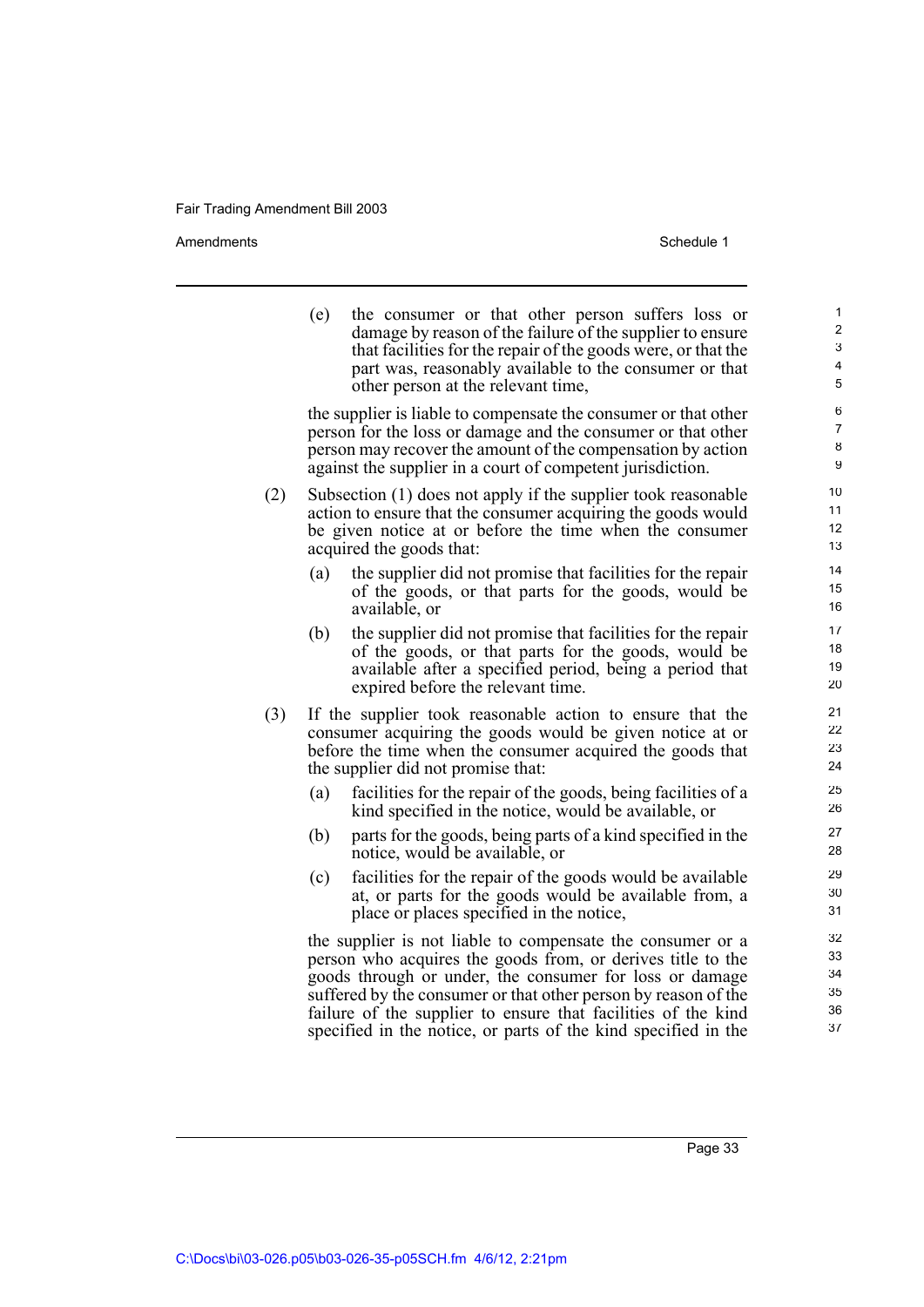(e) the consumer or that other person suffers loss or damage by reason of the failure of the supplier to ensure that facilities for the repair of the goods were, or that the part was, reasonably available to the consumer or that other person at the relevant time,

the supplier is liable to compensate the consumer or that other person for the loss or damage and the consumer or that other person may recover the amount of the compensation by action against the supplier in a court of competent jurisdiction.

(2) Subsection (1) does not apply if the supplier took reasonable action to ensure that the consumer acquiring the goods would be given notice at or before the time when the consumer acquired the goods that:

(a) the supplier did not promise that facilities for the repair of the goods, or that parts for the goods, would be available, or

(b) the supplier did not promise that facilities for the repair of the goods, or that parts for the goods, would be available after a specified period, being a period that expired before the relevant time.

(3) If the supplier took reasonable action to ensure that the consumer acquiring the goods would be given notice at or before the time when the consumer acquired the goods that the supplier did not promise that:

(a) facilities for the repair of the goods, being facilities of a kind specified in the notice, would be available, or

(b) parts for the goods, being parts of a kind specified in the notice, would be available, or

(c) facilities for the repair of the goods would be available at, or parts for the goods would be available from, a place or places specified in the notice,

the supplier is not liable to compensate the consumer or a person who acquires the goods from, or derives title to the goods through or under, the consumer for loss or damage suffered by the consumer or that other person by reason of the failure of the supplier to ensure that facilities of the kind specified in the notice, or parts of the kind specified in the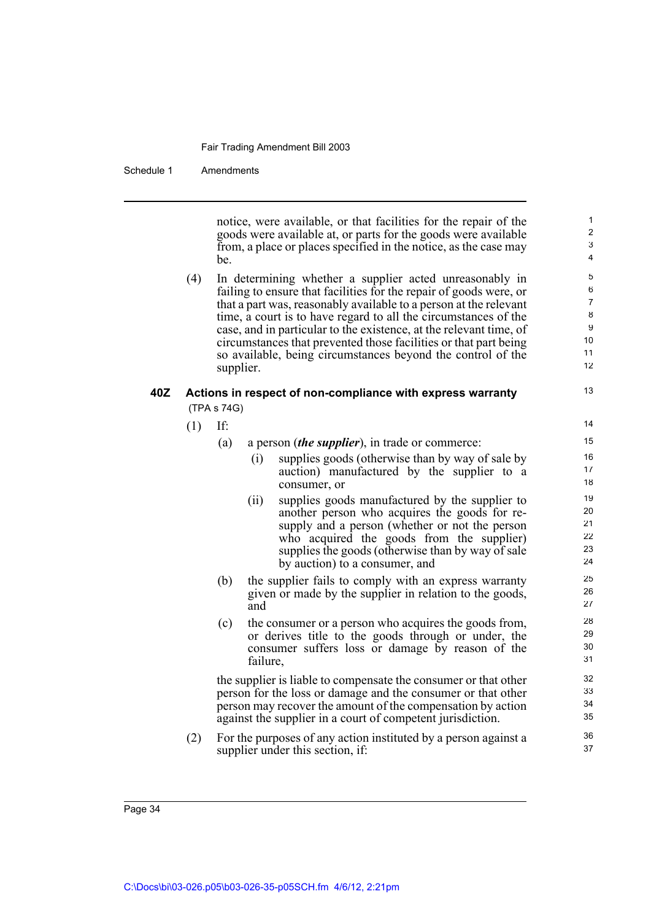notice, were available, or that facilities for the repair of the goods were available at, or parts for the goods were available from, a place or places specified in the notice, as the case may be.

(4) In determining whether a supplier acted unreasonably in failing to ensure that facilities for the repair of goods were, or that a part was, reasonably available to a person at the relevant time, a court is to have regard to all the circumstances of the case, and in particular to the existence, at the relevant time, of circumstances that prevented those facilities or that part being so available, being circumstances beyond the control of the supplier.

### 40Z Actions in respect of non-compliance with express warranty

(TPA s 74G)

(1) If:

(a) a person (***the supplier***), in trade or commerce:

(i) supplies goods (otherwise than by way of sale by auction) manufactured by the supplier to a consumer, or

(ii) supplies goods manufactured by the supplier to another person who acquires the goods for re-supply and a person (whether or not the person who acquired the goods from the supplier) supplies the goods (otherwise than by way of sale by auction) to a consumer, and

(b) the supplier fails to comply with an express warranty given or made by the supplier in relation to the goods, and

(c) the consumer or a person who acquires the goods from, or derives title to the goods through or under, the consumer suffers loss or damage by reason of the failure,

the supplier is liable to compensate the consumer or that other person for the loss or damage and the consumer or that other person may recover the amount of the compensation by action against the supplier in a court of competent jurisdiction.

(2) For the purposes of any action instituted by a person against a supplier under this section, if: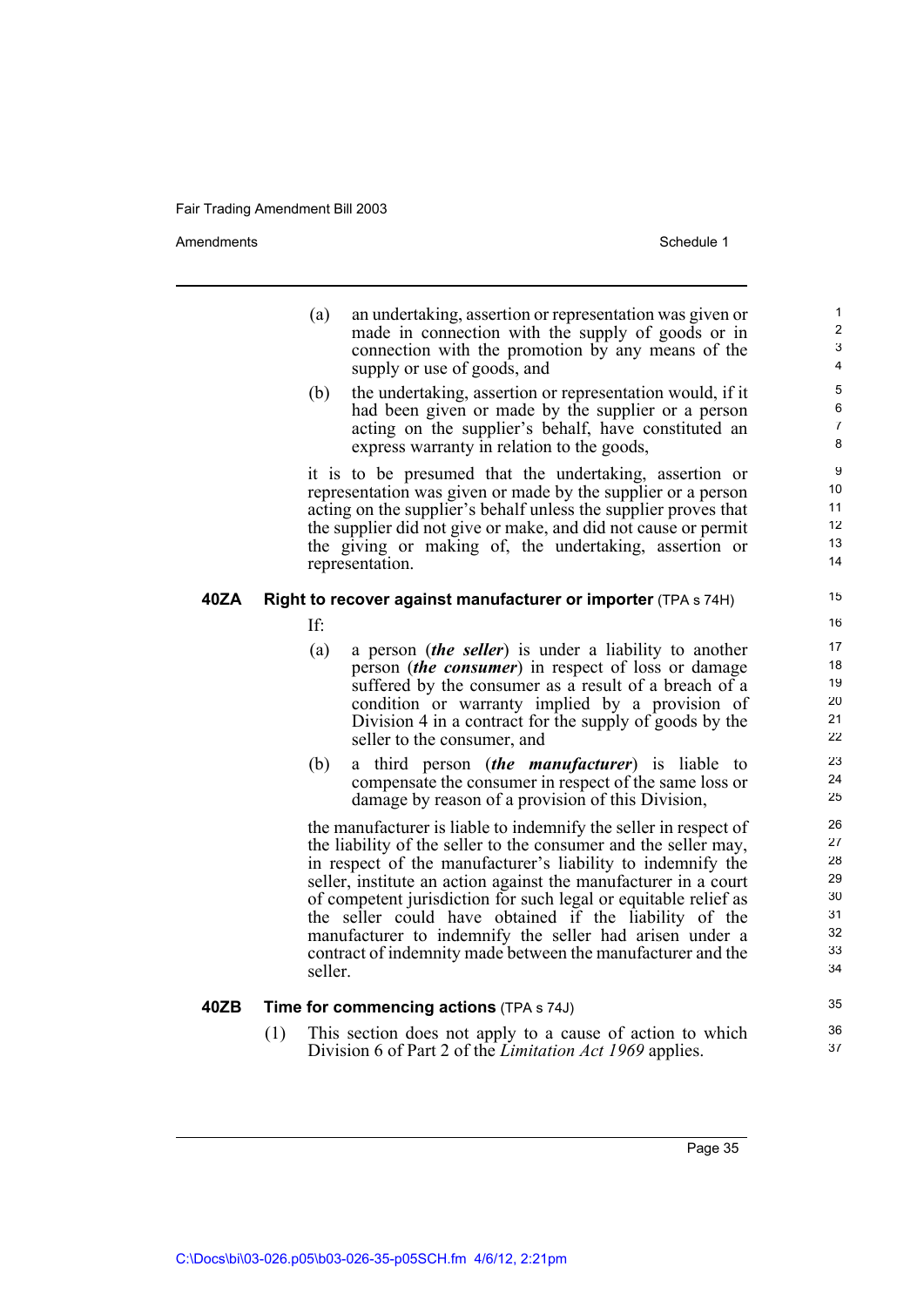(a) an undertaking, assertion or representation was given or made in connection with the supply of goods or in connection with the promotion by any means of the supply or use of goods, and

(b) the undertaking, assertion or representation would, if it had been given or made by the supplier or a person acting on the supplier's behalf, have constituted an express warranty in relation to the goods,

it is to be presumed that the undertaking, assertion or representation was given or made by the supplier or a person acting on the supplier's behalf unless the supplier proves that the supplier did not give or make, and did not cause or permit the giving or making of, the undertaking, assertion or representation.

### 40ZA Right to recover against manufacturer or importer (TPA s 74H)

If:

(a) a person (***the seller***) is under a liability to another person (***the consumer***) in respect of loss or damage suffered by the consumer as a result of a breach of a condition or warranty implied by a provision of Division 4 in a contract for the supply of goods by the seller to the consumer, and

(b) a third person (***the manufacturer***) is liable to compensate the consumer in respect of the same loss or damage by reason of a provision of this Division,

the manufacturer is liable to indemnify the seller in respect of the liability of the seller to the consumer and the seller may, in respect of the manufacturer's liability to indemnify the seller, institute an action against the manufacturer in a court of competent jurisdiction for such legal or equitable relief as the seller could have obtained if the liability of the manufacturer to indemnify the seller had arisen under a contract of indemnity made between the manufacturer and the seller.

### 40ZB Time for commencing actions (TPA s 74J)

(1) This section does not apply to a cause of action to which Division 6 of Part 2 of the *Limitation Act 1969* applies.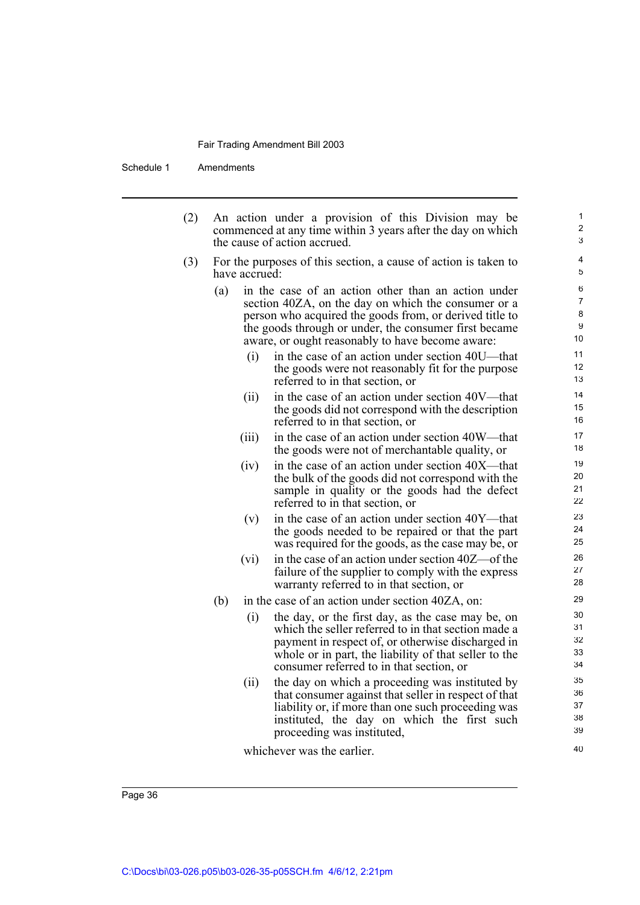(2) An action under a provision of this Division may be commenced at any time within 3 years after the day on which the cause of action accrued.

(3) For the purposes of this section, a cause of action is taken to have accrued:

(a) in the case of an action other than an action under section 40ZA, on the day on which the consumer or a person who acquired the goods from, or derived title to the goods through or under, the consumer first became aware, or ought reasonably to have become aware:

(i) in the case of an action under section 40U—that the goods were not reasonably fit for the purpose referred to in that section, or

(ii) in the case of an action under section 40V—that the goods did not correspond with the description referred to in that section, or

(iii) in the case of an action under section 40W—that the goods were not of merchantable quality, or

(iv) in the case of an action under section 40X—that the bulk of the goods did not correspond with the sample in quality or the goods had the defect referred to in that section, or

(v) in the case of an action under section 40Y—that the goods needed to be repaired or that the part was required for the goods, as the case may be, or

(vi) in the case of an action under section 40Z—of the failure of the supplier to comply with the express warranty referred to in that section, or

(b) in the case of an action under section 40ZA, on:

(i) the day, or the first day, as the case may be, on which the seller referred to in that section made a payment in respect of, or otherwise discharged in whole or in part, the liability of that seller to the consumer referred to in that section, or

(ii) the day on which a proceeding was instituted by that consumer against that seller in respect of that liability or, if more than one such proceeding was instituted, the day on which the first such proceeding was instituted,

whichever was the earlier.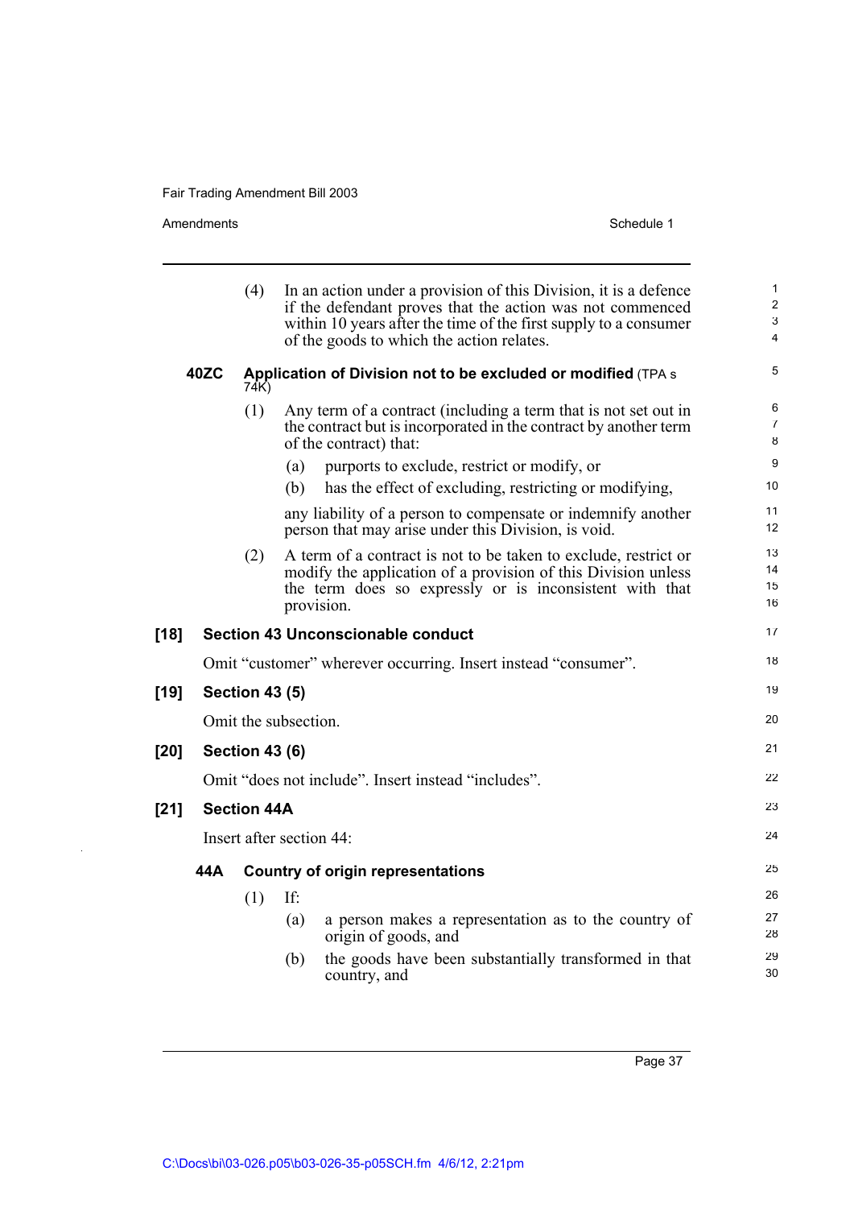(4) In an action under a provision of this Division, it is a defence if the defendant proves that the action was not commenced within 10 years after the time of the first supply to a consumer of the goods to which the action relates.

**40ZC Application of Division not to be excluded or modified** (TPA s 74K)

(1) Any term of a contract (including a term that is not set out in the contract but is incorporated in the contract by another term of the contract) that:

(a) purports to exclude, restrict or modify, or

(b) has the effect of excluding, restricting or modifying,

any liability of a person to compensate or indemnify another person that may arise under this Division, is void.

(2) A term of a contract is not to be taken to exclude, restrict or modify the application of a provision of this Division unless the term does so expressly or is inconsistent with that provision.

### [18] Section 43 Unconscionable conduct

Omit "customer" wherever occurring. Insert instead "consumer".

### [19] Section 43 (5)

Omit the subsection.

### [20] Section 43 (6)

Omit "does not include". Insert instead "includes".

### [21] Section 44A

Insert after section 44:

**44A Country of origin representations**

(1) If:

(a) a person makes a representation as to the country of origin of goods, and

(b) the goods have been substantially transformed in that country, and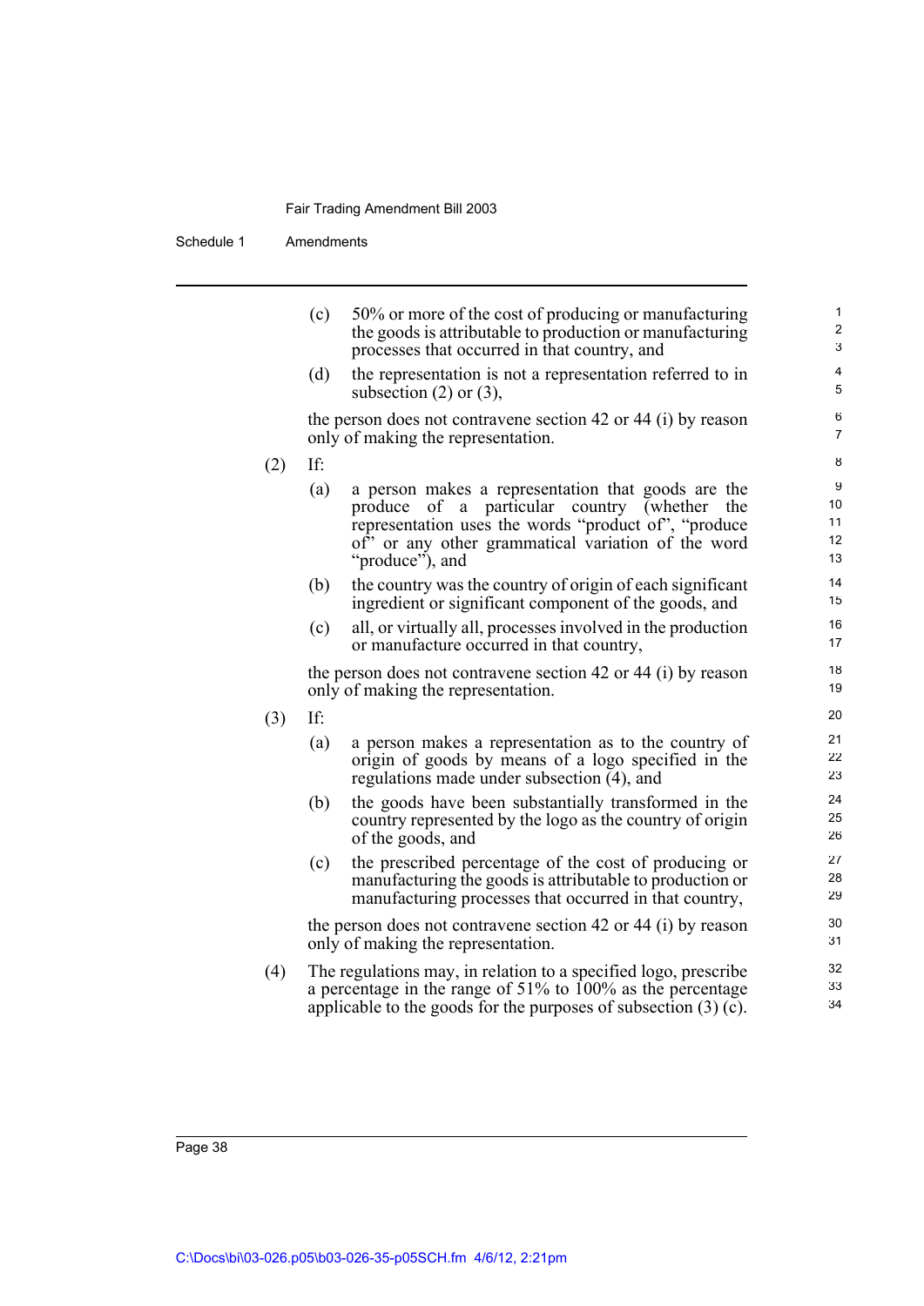(c) 50% or more of the cost of producing or manufacturing the goods is attributable to production or manufacturing processes that occurred in that country, and

(d) the representation is not a representation referred to in subsection (2) or (3),

the person does not contravene section 42 or 44 (i) by reason only of making the representation.

(2) If:

(a) a person makes a representation that goods are the produce of a particular country (whether the representation uses the words "product of", "produce of" or any other grammatical variation of the word "produce"), and

(b) the country was the country of origin of each significant ingredient or significant component of the goods, and

(c) all, or virtually all, processes involved in the production or manufacture occurred in that country,

the person does not contravene section 42 or 44 (i) by reason only of making the representation.

(3) If:

(a) a person makes a representation as to the country of origin of goods by means of a logo specified in the regulations made under subsection (4), and

(b) the goods have been substantially transformed in the country represented by the logo as the country of origin of the goods, and

(c) the prescribed percentage of the cost of producing or manufacturing the goods is attributable to production or manufacturing processes that occurred in that country,

the person does not contravene section 42 or 44 (i) by reason only of making the representation.

(4) The regulations may, in relation to a specified logo, prescribe a percentage in the range of 51% to 100% as the percentage applicable to the goods for the purposes of subsection (3) (c).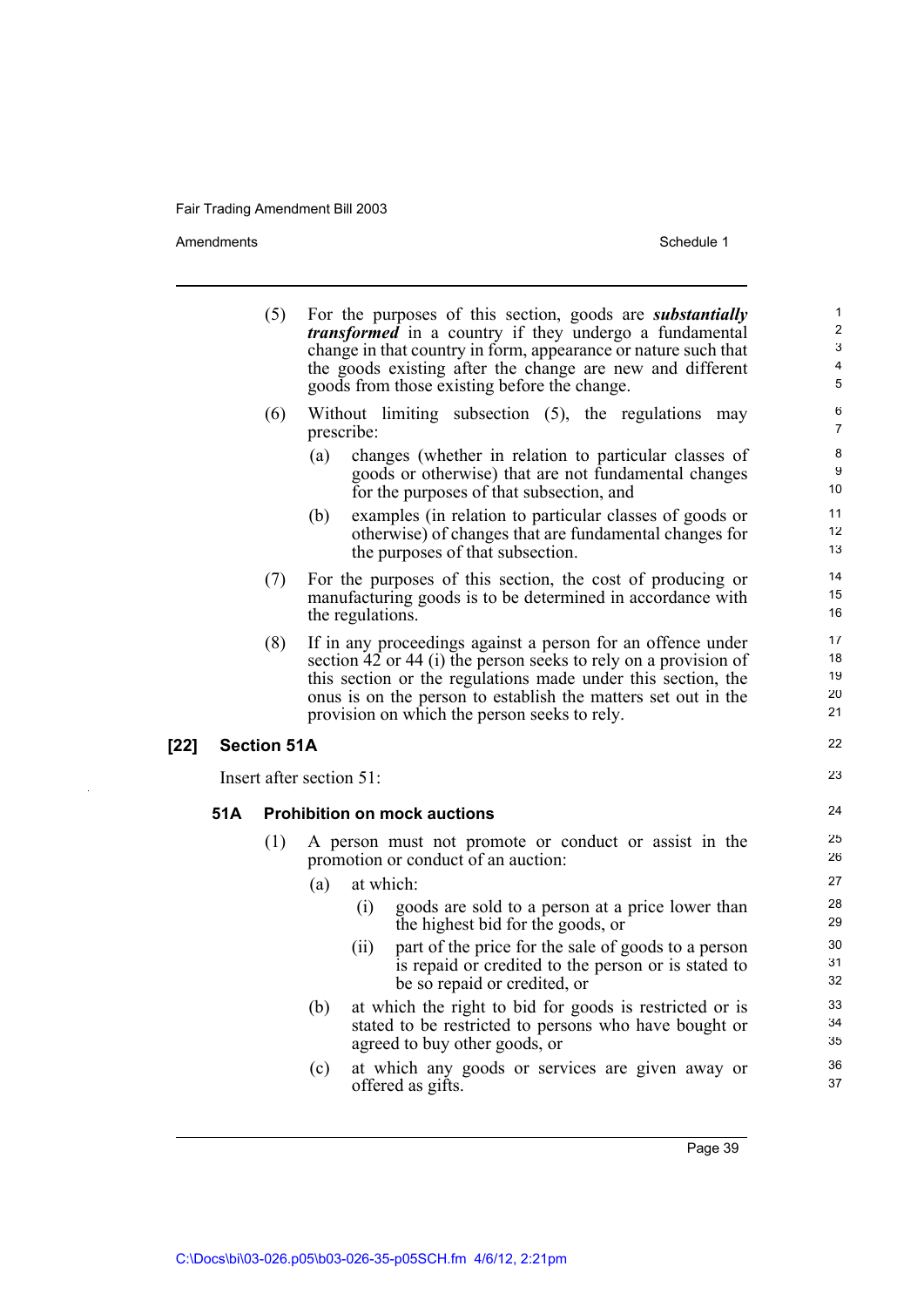(5) For the purposes of this section, goods are ***substantially transformed*** in a country if they undergo a fundamental change in that country in form, appearance or nature such that the goods existing after the change are new and different goods from those existing before the change.

(6) Without limiting subsection (5), the regulations may prescribe:

(a) changes (whether in relation to particular classes of goods or otherwise) that are not fundamental changes for the purposes of that subsection, and

(b) examples (in relation to particular classes of goods or otherwise) of changes that are fundamental changes for the purposes of that subsection.

(7) For the purposes of this section, the cost of producing or manufacturing goods is to be determined in accordance with the regulations.

(8) If in any proceedings against a person for an offence under section 42 or 44 (i) the person seeks to rely on a provision of this section or the regulations made under this section, the onus is on the person to establish the matters set out in the provision on which the person seeks to rely.

**[22] Section 51A**

Insert after section 51:

**51A Prohibition on mock auctions**

(1) A person must not promote or conduct or assist in the promotion or conduct of an auction:

(a) at which:

(i) goods are sold to a person at a price lower than the highest bid for the goods, or

(ii) part of the price for the sale of goods to a person is repaid or credited to the person or is stated to be so repaid or credited, or

(b) at which the right to bid for goods is restricted or is stated to be restricted to persons who have bought or agreed to buy other goods, or

(c) at which any goods or services are given away or offered as gifts.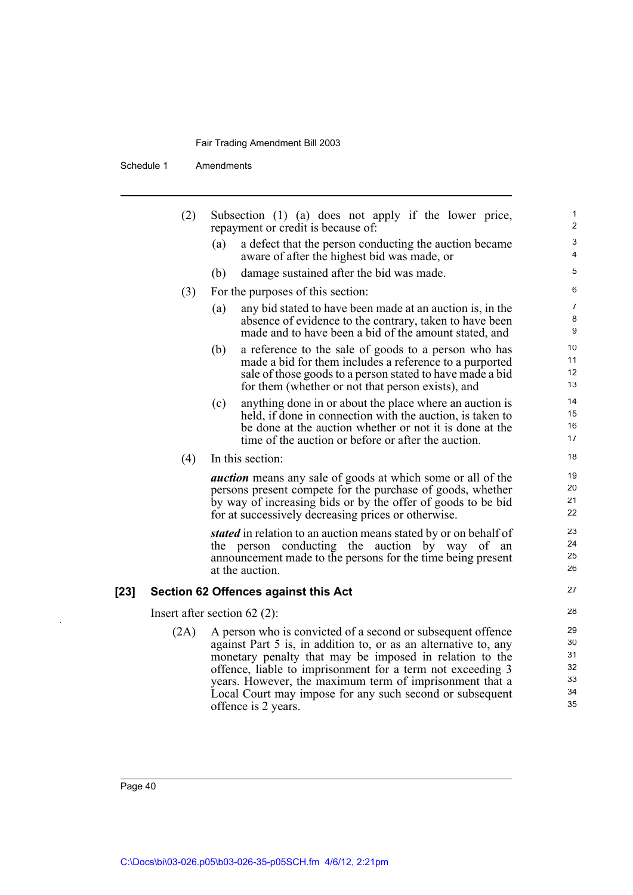(2) Subsection (1) (a) does not apply if the lower price, repayment or credit is because of:

(a) a defect that the person conducting the auction became aware of after the highest bid was made, or

(b) damage sustained after the bid was made.

(3) For the purposes of this section:

(a) any bid stated to have been made at an auction is, in the absence of evidence to the contrary, taken to have been made and to have been a bid of the amount stated, and

(b) a reference to the sale of goods to a person who has made a bid for them includes a reference to a purported sale of those goods to a person stated to have made a bid for them (whether or not that person exists), and

(c) anything done in or about the place where an auction is held, if done in connection with the auction, is taken to be done at the auction whether or not it is done at the time of the auction or before or after the auction.

(4) In this section:

***auction*** means any sale of goods at which some or all of the persons present compete for the purchase of goods, whether by way of increasing bids or by the offer of goods to be bid for at successively decreasing prices or otherwise.

***stated*** in relation to an auction means stated by or on behalf of the person conducting the auction by way of an announcement made to the persons for the time being present at the auction.

**[23] Section 62 Offences against this Act**

Insert after section 62 (2):

(2A) A person who is convicted of a second or subsequent offence against Part 5 is, in addition to, or as an alternative to, any monetary penalty that may be imposed in relation to the offence, liable to imprisonment for a term not exceeding 3 years. However, the maximum term of imprisonment that a Local Court may impose for any such second or subsequent offence is 2 years.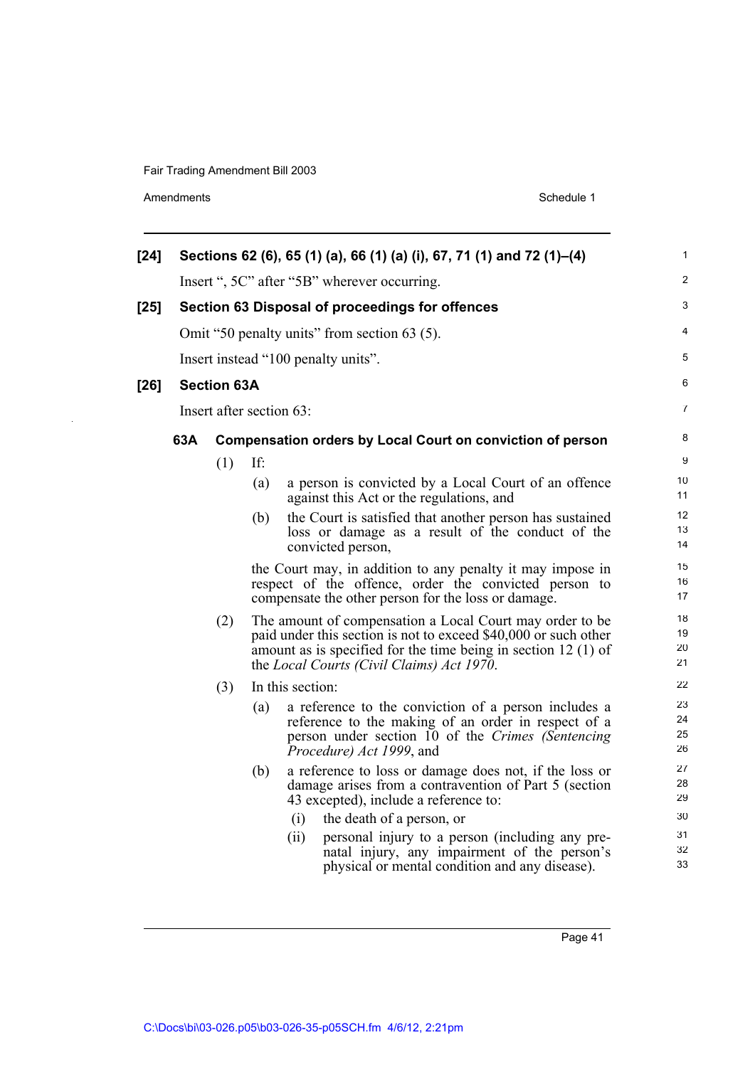**[24] Sections 62 (6), 65 (1) (a), 66 (1) (a) (i), 67, 71 (1) and 72 (1)–(4)**

Insert ", 5C" after "5B" wherever occurring.

**[25] Section 63 Disposal of proceedings for offences**

Omit "50 penalty units" from section 63 (5).

Insert instead "100 penalty units".

**[26] Section 63A**

Insert after section 63:

**63A Compensation orders by Local Court on conviction of person**

(1) If:

(a) a person is convicted by a Local Court of an offence against this Act or the regulations, and

(b) the Court is satisfied that another person has sustained loss or damage as a result of the conduct of the convicted person,

the Court may, in addition to any penalty it may impose in respect of the offence, order the convicted person to compensate the other person for the loss or damage.

(2) The amount of compensation a Local Court may order to be paid under this section is not to exceed $40,000 or such other amount as is specified for the time being in section 12 (1) of the *Local Courts (Civil Claims) Act 1970*.

(3) In this section:

(a) a reference to the conviction of a person includes a reference to the making of an order in respect of a person under section 10 of the *Crimes (Sentencing Procedure) Act 1999*, and

(b) a reference to loss or damage does not, if the loss or damage arises from a contravention of Part 5 (section 43 excepted), include a reference to:

(i) the death of a person, or

(ii) personal injury to a person (including any pre-natal injury, any impairment of the person's physical or mental condition and any disease).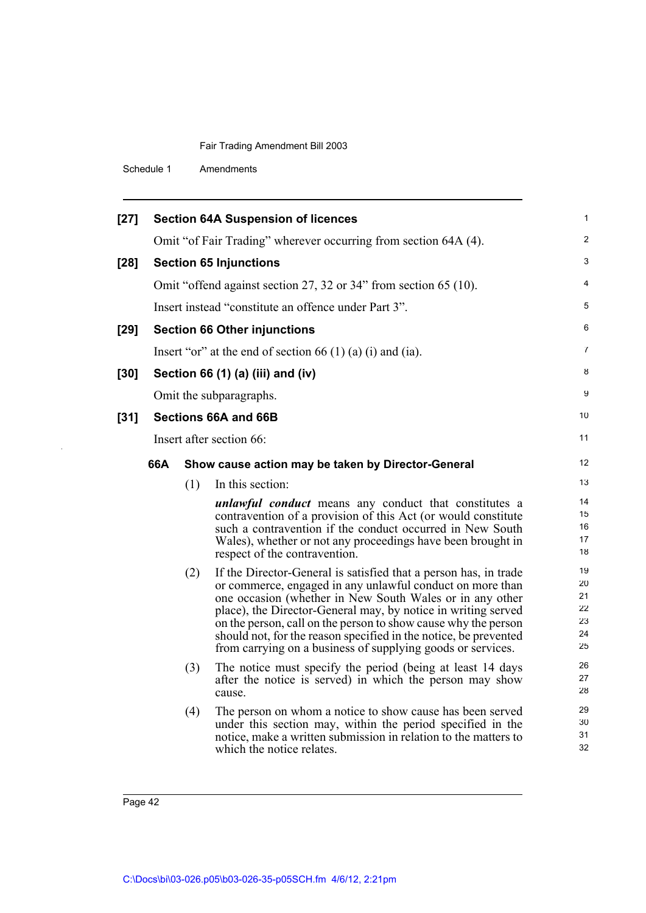**[27] Section 64A Suspension of licences**

Omit "of Fair Trading" wherever occurring from section 64A (4).

**[28] Section 65 Injunctions**

Omit "offend against section 27, 32 or 34" from section 65 (10).

Insert instead "constitute an offence under Part 3".

**[29] Section 66 Other injunctions**

Insert "or" at the end of section 66 (1) (a) (i) and (ia).

**[30] Section 66 (1) (a) (iii) and (iv)**

Omit the subparagraphs.

**[31] Sections 66A and 66B**

Insert after section 66:

**66A Show cause action may be taken by Director-General**

(1) In this section:

***unlawful conduct*** means any conduct that constitutes a contravention of a provision of this Act (or would constitute such a contravention if the conduct occurred in New South Wales), whether or not any proceedings have been brought in respect of the contravention.

(2) If the Director-General is satisfied that a person has, in trade or commerce, engaged in any unlawful conduct on more than one occasion (whether in New South Wales or in any other place), the Director-General may, by notice in writing served on the person, call on the person to show cause why the person should not, for the reason specified in the notice, be prevented from carrying on a business of supplying goods or services.

(3) The notice must specify the period (being at least 14 days after the notice is served) in which the person may show cause.

(4) The person on whom a notice to show cause has been served under this section may, within the period specified in the notice, make a written submission in relation to the matters to which the notice relates.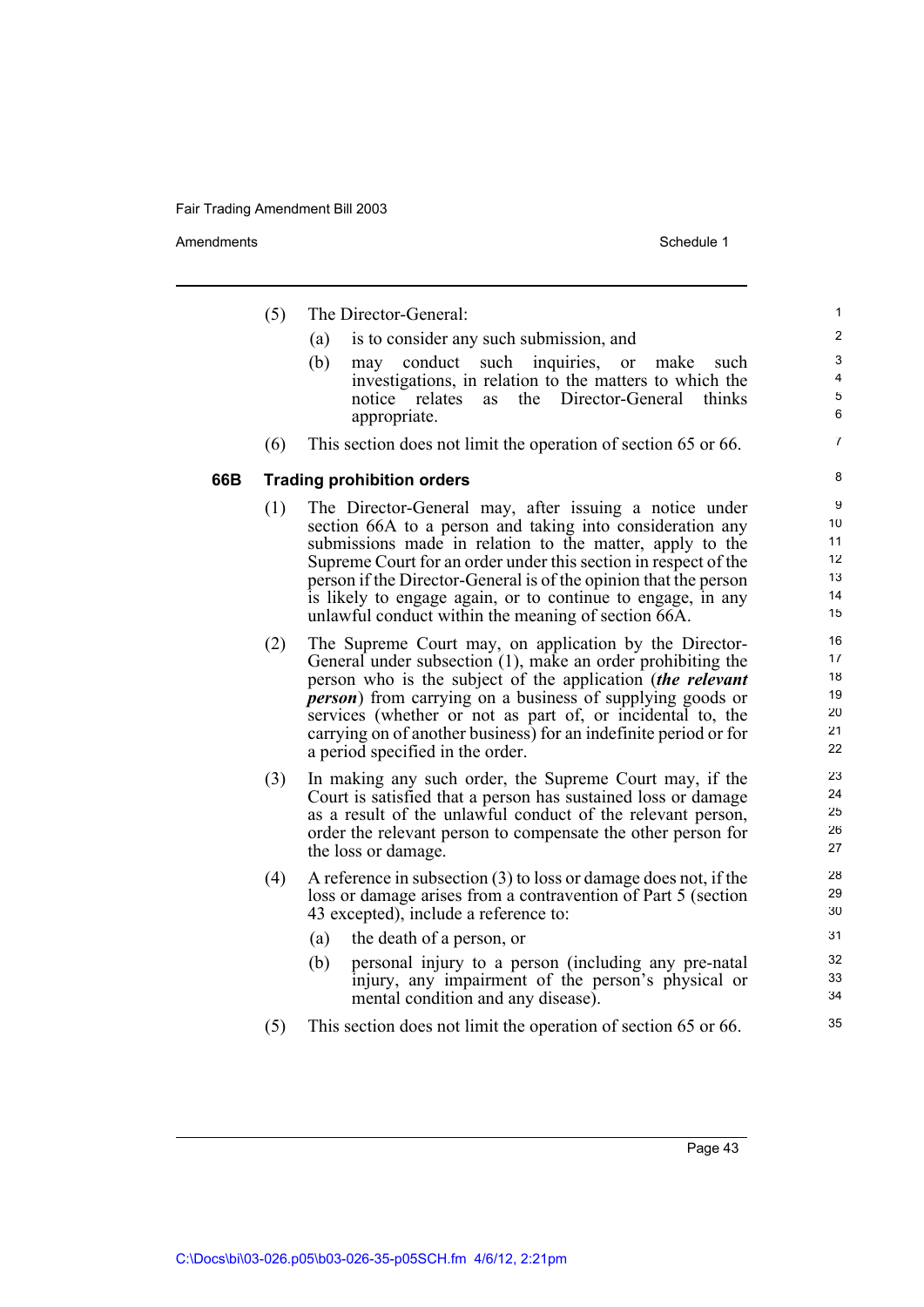(5) The Director-General:

(a) is to consider any such submission, and

(b) may conduct such inquiries, or make such investigations, in relation to the matters to which the notice relates as the Director-General thinks appropriate.

(6) This section does not limit the operation of section 65 or 66.

**66B Trading prohibition orders**

(1) The Director-General may, after issuing a notice under section 66A to a person and taking into consideration any submissions made in relation to the matter, apply to the Supreme Court for an order under this section in respect of the person if the Director-General is of the opinion that the person is likely to engage again, or to continue to engage, in any unlawful conduct within the meaning of section 66A.

(2) The Supreme Court may, on application by the Director-General under subsection (1), make an order prohibiting the person who is the subject of the application (***the relevant person***) from carrying on a business of supplying goods or services (whether or not as part of, or incidental to, the carrying on of another business) for an indefinite period or for a period specified in the order.

(3) In making any such order, the Supreme Court may, if the Court is satisfied that a person has sustained loss or damage as a result of the unlawful conduct of the relevant person, order the relevant person to compensate the other person for the loss or damage.

(4) A reference in subsection (3) to loss or damage does not, if the loss or damage arises from a contravention of Part 5 (section 43 excepted), include a reference to:

(a) the death of a person, or

(b) personal injury to a person (including any pre-natal injury, any impairment of the person's physical or mental condition and any disease).

(5) This section does not limit the operation of section 65 or 66.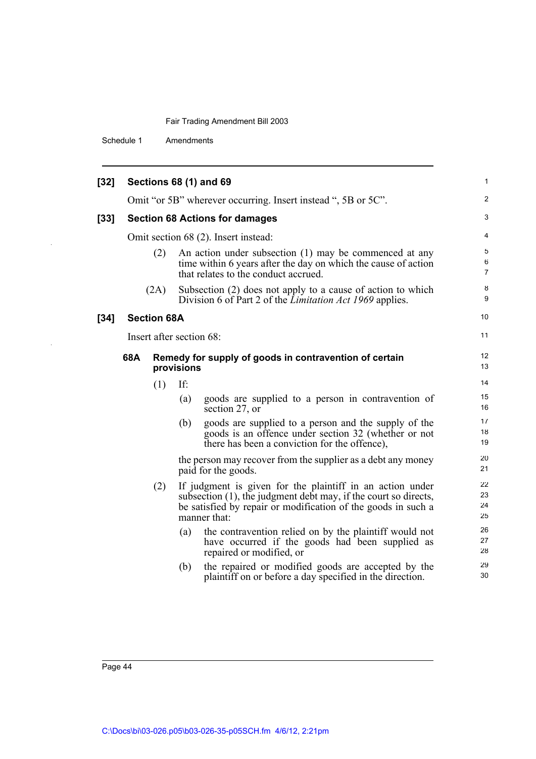**[32] Sections 68 (1) and 69**

Omit "or 5B" wherever occurring. Insert instead ", 5B or 5C".

**[33] Section 68 Actions for damages**

Omit section 68 (2). Insert instead:

(2) An action under subsection (1) may be commenced at any time within 6 years after the day on which the cause of action that relates to the conduct accrued.

(2A) Subsection (2) does not apply to a cause of action to which Division 6 of Part 2 of the *Limitation Act 1969* applies.

**[34] Section 68A**

Insert after section 68:

**68A Remedy for supply of goods in contravention of certain provisions**

(1) If:

(a) goods are supplied to a person in contravention of section 27, or

(b) goods are supplied to a person and the supply of the goods is an offence under section 32 (whether or not there has been a conviction for the offence),

the person may recover from the supplier as a debt any money paid for the goods.

(2) If judgment is given for the plaintiff in an action under subsection (1), the judgment debt may, if the court so directs, be satisfied by repair or modification of the goods in such a manner that:

(a) the contravention relied on by the plaintiff would not have occurred if the goods had been supplied as repaired or modified, or

(b) the repaired or modified goods are accepted by the plaintiff on or before a day specified in the direction.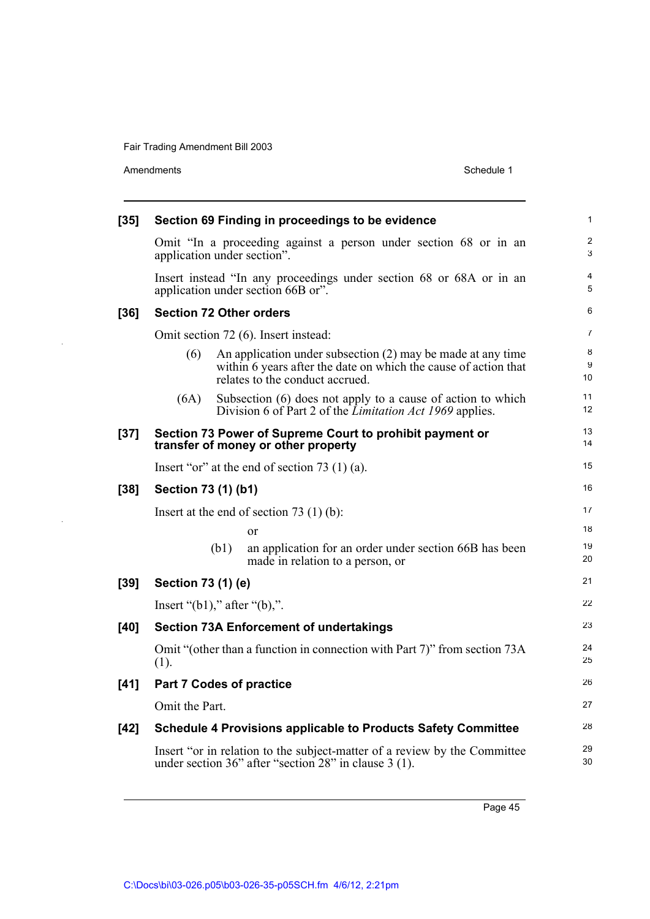**[35] Section 69 Finding in proceedings to be evidence**

Omit "In a proceeding against a person under section 68 or in an application under section".

Insert instead "In any proceedings under section 68 or 68A or in an application under section 66B or".

**[36] Section 72 Other orders**

Omit section 72 (6). Insert instead:

(6) An application under subsection (2) may be made at any time within 6 years after the date on which the cause of action that relates to the conduct accrued.

(6A) Subsection (6) does not apply to a cause of action to which Division 6 of Part 2 of the *Limitation Act 1969* applies.

**[37] Section 73 Power of Supreme Court to prohibit payment or transfer of money or other property**

Insert "or" at the end of section 73 (1) (a).

**[38] Section 73 (1) (b1)**

Insert at the end of section 73 (1) (b):

or

(b1) an application for an order under section 66B has been made in relation to a person, or

**[39] Section 73 (1) (e)**

Insert "(b1)," after "(b),".

**[40] Section 73A Enforcement of undertakings**

Omit "(other than a function in connection with Part 7)" from section 73A (1).

**[41] Part 7 Codes of practice**

Omit the Part.

**[42] Schedule 4 Provisions applicable to Products Safety Committee**

Insert "or in relation to the subject-matter of a review by the Committee under section 36" after "section 28" in clause 3 (1).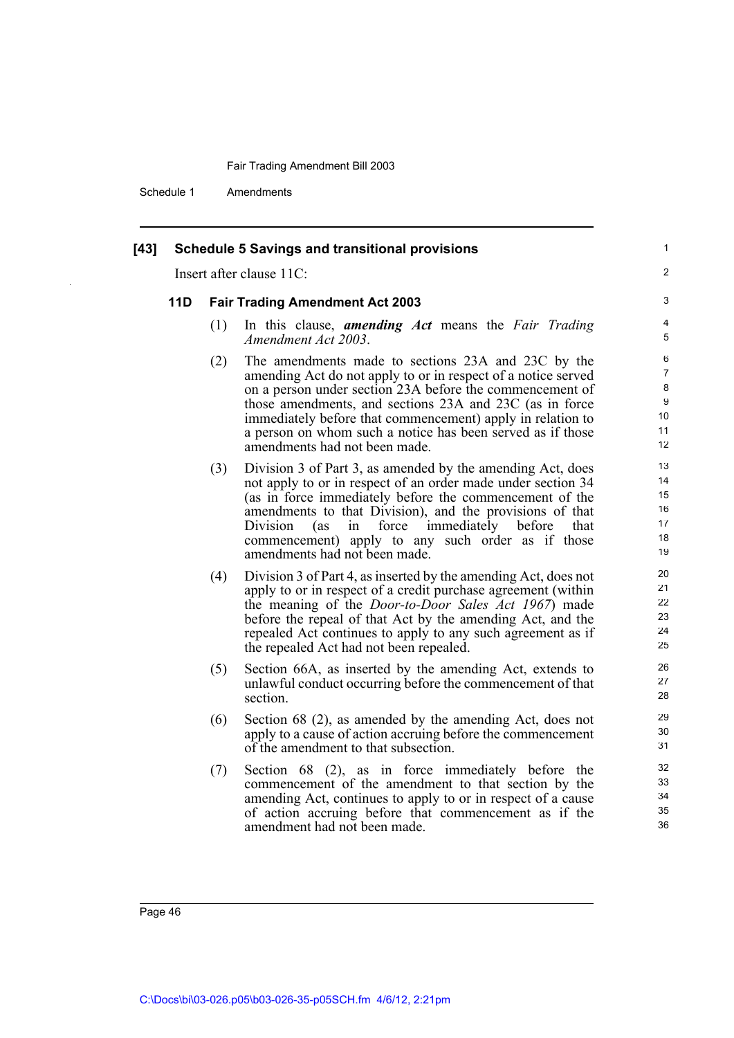## [43] Schedule 5 Savings and transitional provisions

Insert after clause 11C:

### 11D Fair Trading Amendment Act 2003

(1) In this clause, ***amending Act*** means the *Fair Trading Amendment Act 2003*.

(2) The amendments made to sections 23A and 23C by the amending Act do not apply to or in respect of a notice served on a person under section 23A before the commencement of those amendments, and sections 23A and 23C (as in force immediately before that commencement) apply in relation to a person on whom such a notice has been served as if those amendments had not been made.

(3) Division 3 of Part 3, as amended by the amending Act, does not apply to or in respect of an order made under section 34 (as in force immediately before the commencement of the amendments to that Division), and the provisions of that Division (as in force immediately before that commencement) apply to any such order as if those amendments had not been made.

(4) Division 3 of Part 4, as inserted by the amending Act, does not apply to or in respect of a credit purchase agreement (within the meaning of the *Door-to-Door Sales Act 1967*) made before the repeal of that Act by the amending Act, and the repealed Act continues to apply to any such agreement as if the repealed Act had not been repealed.

(5) Section 66A, as inserted by the amending Act, extends to unlawful conduct occurring before the commencement of that section.

(6) Section 68 (2), as amended by the amending Act, does not apply to a cause of action accruing before the commencement of the amendment to that subsection.

(7) Section 68 (2), as in force immediately before the commencement of the amendment to that section by the amending Act, continues to apply to or in respect of a cause of action accruing before that commencement as if the amendment had not been made.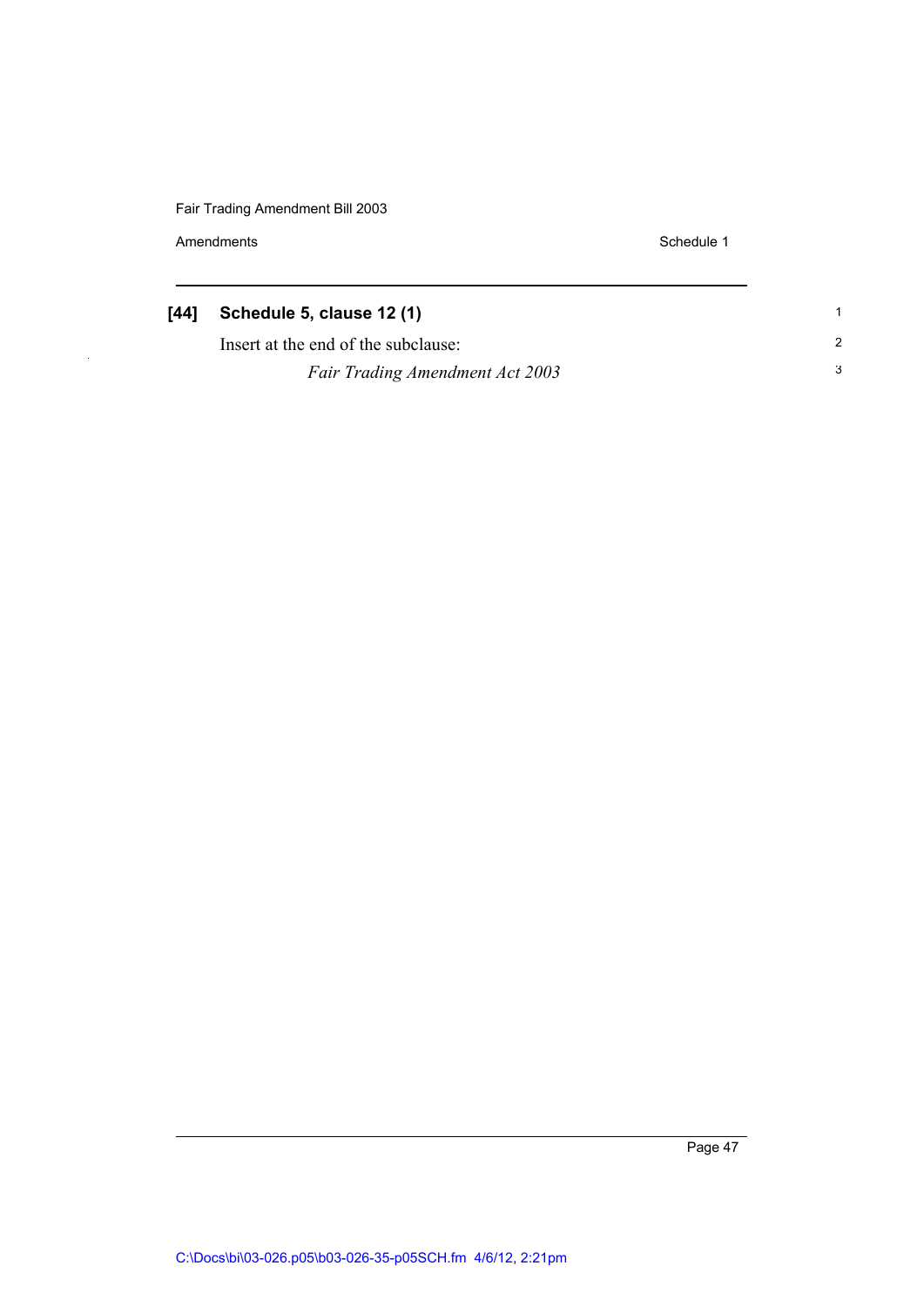### [44] Schedule 5, clause 12 (1)

Insert at the end of the subclause:

*Fair Trading Amendment Act 2003*